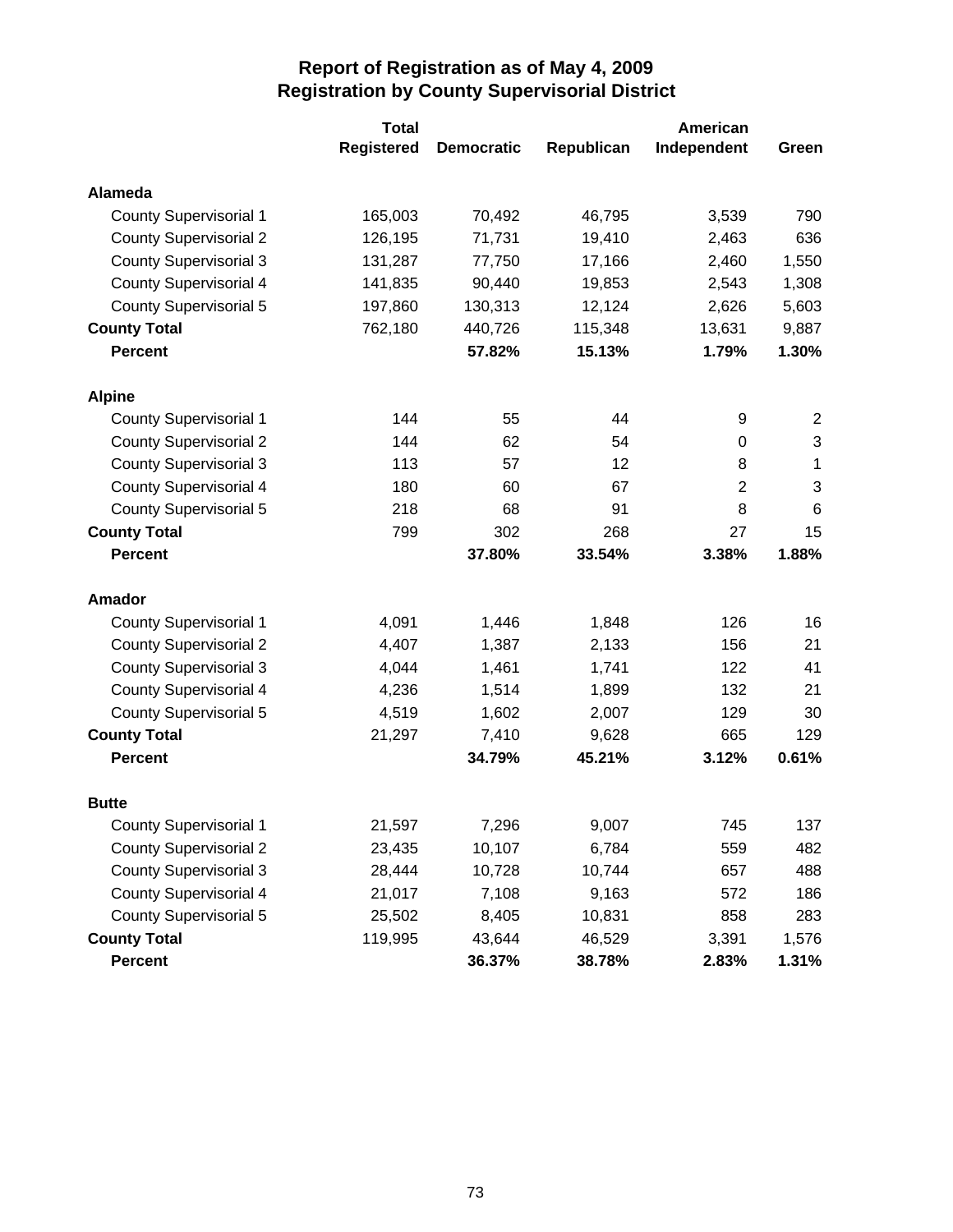# Report of Registration as of May 4, 2009
## Registration by County Supervisorial District

| | Total Registered | Democratic | Republican | American Independent | Green |
|---|---|---|---|---|---|
| **Alameda** | | | | | |
| County Supervisorial 1 | 165,003 | 70,492 | 46,795 | 3,539 | 790 |
| County Supervisorial 2 | 126,195 | 71,731 | 19,410 | 2,463 | 636 |
| County Supervisorial 3 | 131,287 | 77,750 | 17,166 | 2,460 | 1,550 |
| County Supervisorial 4 | 141,835 | 90,440 | 19,853 | 2,543 | 1,308 |
| County Supervisorial 5 | 197,860 | 130,313 | 12,124 | 2,626 | 5,603 |
| **County Total** | 762,180 | 440,726 | 115,348 | 13,631 | 9,887 |
| **Percent** | | **57.82%** | **15.13%** | **1.79%** | **1.30%** |
| **Alpine** | | | | | |
| County Supervisorial 1 | 144 | 55 | 44 | 9 | 2 |
| County Supervisorial 2 | 144 | 62 | 54 | 0 | 3 |
| County Supervisorial 3 | 113 | 57 | 12 | 8 | 1 |
| County Supervisorial 4 | 180 | 60 | 67 | 2 | 3 |
| County Supervisorial 5 | 218 | 68 | 91 | 8 | 6 |
| **County Total** | 799 | 302 | 268 | 27 | 15 |
| **Percent** | | **37.80%** | **33.54%** | **3.38%** | **1.88%** |
| **Amador** | | | | | |
| County Supervisorial 1 | 4,091 | 1,446 | 1,848 | 126 | 16 |
| County Supervisorial 2 | 4,407 | 1,387 | 2,133 | 156 | 21 |
| County Supervisorial 3 | 4,044 | 1,461 | 1,741 | 122 | 41 |
| County Supervisorial 4 | 4,236 | 1,514 | 1,899 | 132 | 21 |
| County Supervisorial 5 | 4,519 | 1,602 | 2,007 | 129 | 30 |
| **County Total** | 21,297 | 7,410 | 9,628 | 665 | 129 |
| **Percent** | | **34.79%** | **45.21%** | **3.12%** | **0.61%** |
| **Butte** | | | | | |
| County Supervisorial 1 | 21,597 | 7,296 | 9,007 | 745 | 137 |
| County Supervisorial 2 | 23,435 | 10,107 | 6,784 | 559 | 482 |
| County Supervisorial 3 | 28,444 | 10,728 | 10,744 | 657 | 488 |
| County Supervisorial 4 | 21,017 | 7,108 | 9,163 | 572 | 186 |
| County Supervisorial 5 | 25,502 | 8,405 | 10,831 | 858 | 283 |
| **County Total** | 119,995 | 43,644 | 46,529 | 3,391 | 1,576 |
| **Percent** | | **36.37%** | **38.78%** | **2.83%** | **1.31%** |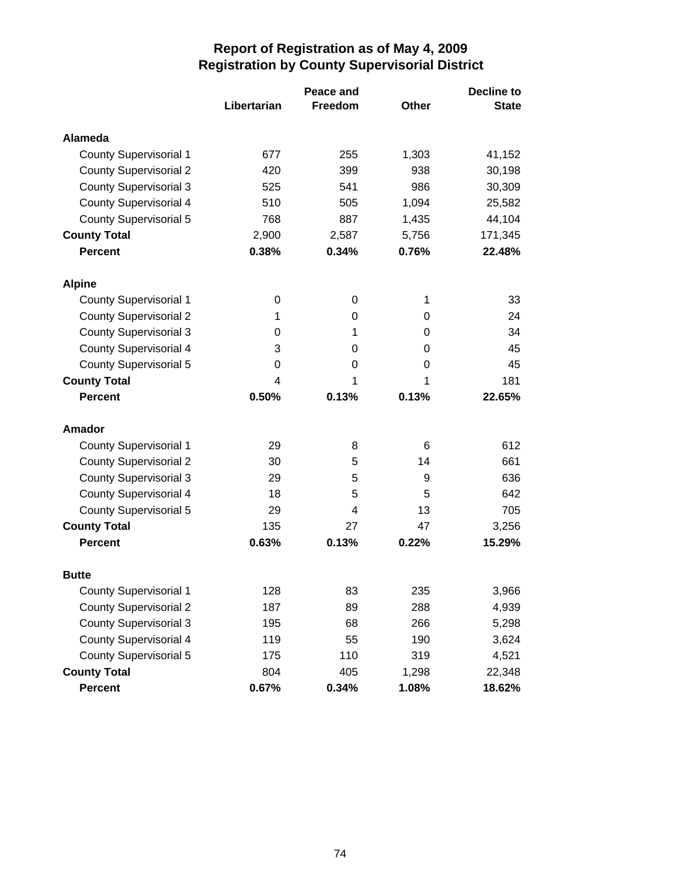# Report of Registration as of May 4, 2009
## Registration by County Supervisorial District

| | Libertarian | Peace and Freedom | Other | Decline to State |
|---|---|---|---|---|
| **Alameda** | | | | |
| County Supervisorial 1 | 677 | 255 | 1,303 | 41,152 |
| County Supervisorial 2 | 420 | 399 | 938 | 30,198 |
| County Supervisorial 3 | 525 | 541 | 986 | 30,309 |
| County Supervisorial 4 | 510 | 505 | 1,094 | 25,582 |
| County Supervisorial 5 | 768 | 887 | 1,435 | 44,104 |
| **County Total** | 2,900 | 2,587 | 5,756 | 171,345 |
| **Percent** | **0.38%** | **0.34%** | **0.76%** | **22.48%** |
| **Alpine** | | | | |
| County Supervisorial 1 | 0 | 0 | 1 | 33 |
| County Supervisorial 2 | 1 | 0 | 0 | 24 |
| County Supervisorial 3 | 0 | 1 | 0 | 34 |
| County Supervisorial 4 | 3 | 0 | 0 | 45 |
| County Supervisorial 5 | 0 | 0 | 0 | 45 |
| **County Total** | 4 | 1 | 1 | 181 |
| **Percent** | **0.50%** | **0.13%** | **0.13%** | **22.65%** |
| **Amador** | | | | |
| County Supervisorial 1 | 29 | 8 | 6 | 612 |
| County Supervisorial 2 | 30 | 5 | 14 | 661 |
| County Supervisorial 3 | 29 | 5 | 9 | 636 |
| County Supervisorial 4 | 18 | 5 | 5 | 642 |
| County Supervisorial 5 | 29 | 4 | 13 | 705 |
| **County Total** | 135 | 27 | 47 | 3,256 |
| **Percent** | **0.63%** | **0.13%** | **0.22%** | **15.29%** |
| **Butte** | | | | |
| County Supervisorial 1 | 128 | 83 | 235 | 3,966 |
| County Supervisorial 2 | 187 | 89 | 288 | 4,939 |
| County Supervisorial 3 | 195 | 68 | 266 | 5,298 |
| County Supervisorial 4 | 119 | 55 | 190 | 3,624 |
| County Supervisorial 5 | 175 | 110 | 319 | 4,521 |
| **County Total** | 804 | 405 | 1,298 | 22,348 |
| **Percent** | **0.67%** | **0.34%** | **1.08%** | **18.62%** |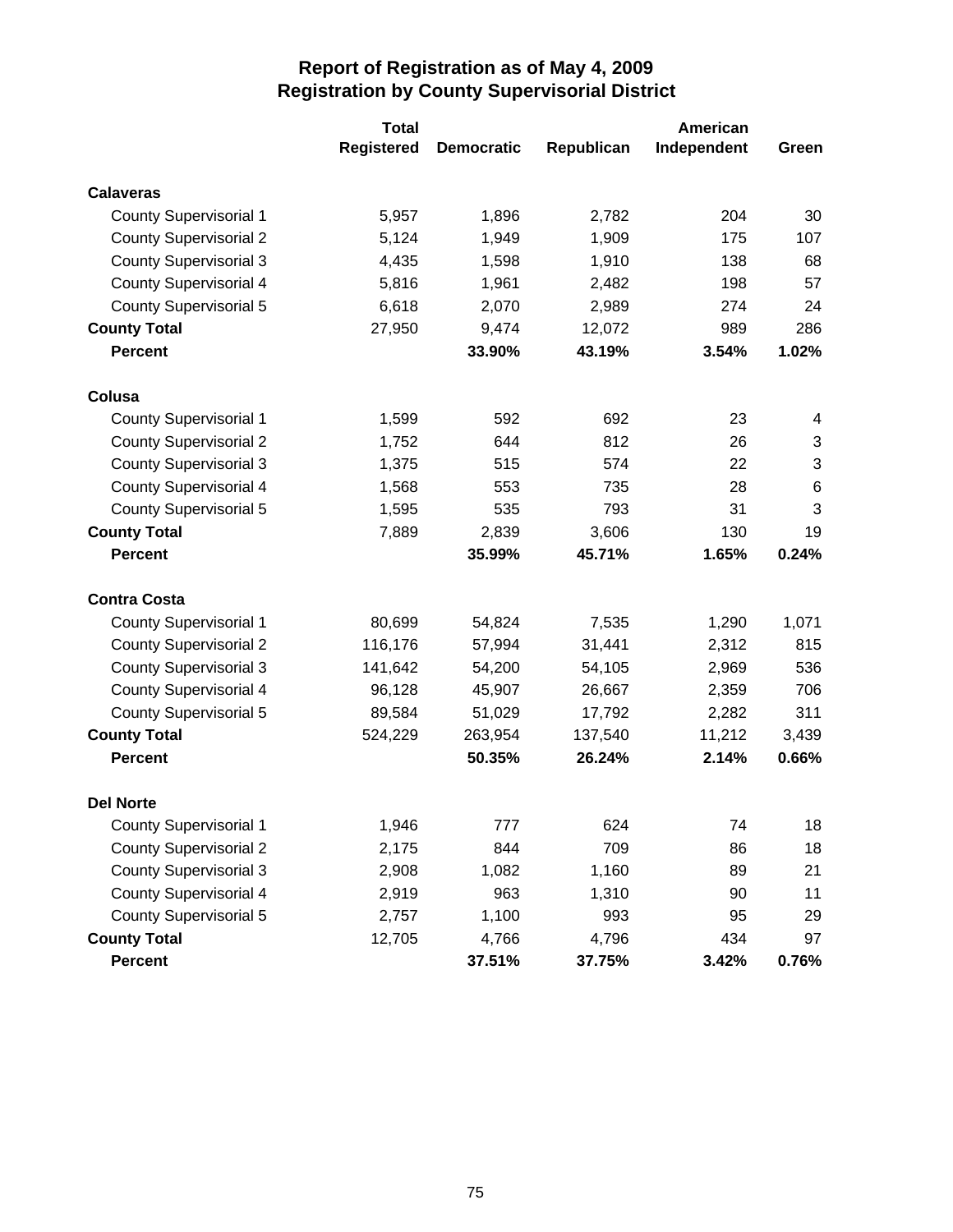# Report of Registration as of May 4, 2009
## Registration by County Supervisorial District

| | Total Registered | Democratic | Republican | American Independent | Green |
|---|---|---|---|---|---|
| **Calaveras** | | | | | |
| County Supervisorial 1 | 5,957 | 1,896 | 2,782 | 204 | 30 |
| County Supervisorial 2 | 5,124 | 1,949 | 1,909 | 175 | 107 |
| County Supervisorial 3 | 4,435 | 1,598 | 1,910 | 138 | 68 |
| County Supervisorial 4 | 5,816 | 1,961 | 2,482 | 198 | 57 |
| County Supervisorial 5 | 6,618 | 2,070 | 2,989 | 274 | 24 |
| **County Total** | 27,950 | 9,474 | 12,072 | 989 | 286 |
| **Percent** | | **33.90%** | **43.19%** | **3.54%** | **1.02%** |
| **Colusa** | | | | | |
| County Supervisorial 1 | 1,599 | 592 | 692 | 23 | 4 |
| County Supervisorial 2 | 1,752 | 644 | 812 | 26 | 3 |
| County Supervisorial 3 | 1,375 | 515 | 574 | 22 | 3 |
| County Supervisorial 4 | 1,568 | 553 | 735 | 28 | 6 |
| County Supervisorial 5 | 1,595 | 535 | 793 | 31 | 3 |
| **County Total** | 7,889 | 2,839 | 3,606 | 130 | 19 |
| **Percent** | | **35.99%** | **45.71%** | **1.65%** | **0.24%** |
| **Contra Costa** | | | | | |
| County Supervisorial 1 | 80,699 | 54,824 | 7,535 | 1,290 | 1,071 |
| County Supervisorial 2 | 116,176 | 57,994 | 31,441 | 2,312 | 815 |
| County Supervisorial 3 | 141,642 | 54,200 | 54,105 | 2,969 | 536 |
| County Supervisorial 4 | 96,128 | 45,907 | 26,667 | 2,359 | 706 |
| County Supervisorial 5 | 89,584 | 51,029 | 17,792 | 2,282 | 311 |
| **County Total** | 524,229 | 263,954 | 137,540 | 11,212 | 3,439 |
| **Percent** | | **50.35%** | **26.24%** | **2.14%** | **0.66%** |
| **Del Norte** | | | | | |
| County Supervisorial 1 | 1,946 | 777 | 624 | 74 | 18 |
| County Supervisorial 2 | 2,175 | 844 | 709 | 86 | 18 |
| County Supervisorial 3 | 2,908 | 1,082 | 1,160 | 89 | 21 |
| County Supervisorial 4 | 2,919 | 963 | 1,310 | 90 | 11 |
| County Supervisorial 5 | 2,757 | 1,100 | 993 | 95 | 29 |
| **County Total** | 12,705 | 4,766 | 4,796 | 434 | 97 |
| **Percent** | | **37.51%** | **37.75%** | **3.42%** | **0.76%** |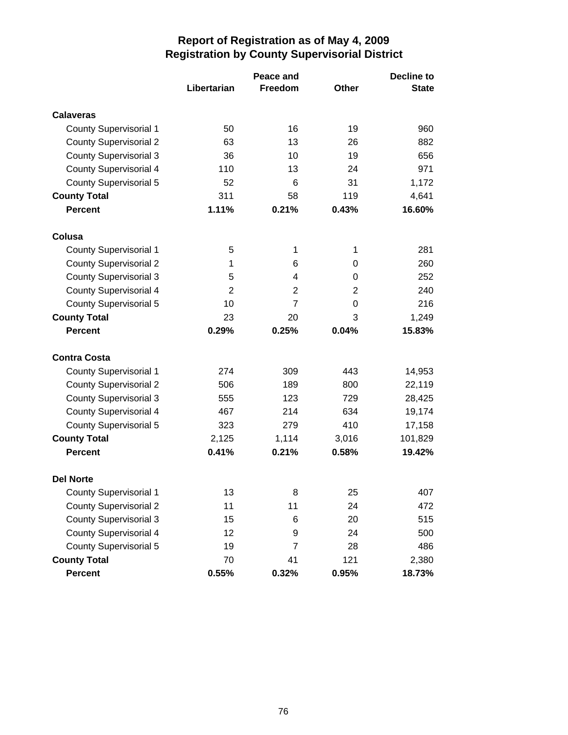# Report of Registration as of May 4, 2009
## Registration by County Supervisorial District

| | Libertarian | Peace and Freedom | Other | Decline to State |
|---|---|---|---|---|
| **Calaveras** | | | | |
| County Supervisorial 1 | 50 | 16 | 19 | 960 |
| County Supervisorial 2 | 63 | 13 | 26 | 882 |
| County Supervisorial 3 | 36 | 10 | 19 | 656 |
| County Supervisorial 4 | 110 | 13 | 24 | 971 |
| County Supervisorial 5 | 52 | 6 | 31 | 1,172 |
| **County Total** | 311 | 58 | 119 | 4,641 |
| **Percent** | **1.11%** | **0.21%** | **0.43%** | **16.60%** |
| **Colusa** | | | | |
| County Supervisorial 1 | 5 | 1 | 1 | 281 |
| County Supervisorial 2 | 1 | 6 | 0 | 260 |
| County Supervisorial 3 | 5 | 4 | 0 | 252 |
| County Supervisorial 4 | 2 | 2 | 2 | 240 |
| County Supervisorial 5 | 10 | 7 | 0 | 216 |
| **County Total** | 23 | 20 | 3 | 1,249 |
| **Percent** | **0.29%** | **0.25%** | **0.04%** | **15.83%** |
| **Contra Costa** | | | | |
| County Supervisorial 1 | 274 | 309 | 443 | 14,953 |
| County Supervisorial 2 | 506 | 189 | 800 | 22,119 |
| County Supervisorial 3 | 555 | 123 | 729 | 28,425 |
| County Supervisorial 4 | 467 | 214 | 634 | 19,174 |
| County Supervisorial 5 | 323 | 279 | 410 | 17,158 |
| **County Total** | 2,125 | 1,114 | 3,016 | 101,829 |
| **Percent** | **0.41%** | **0.21%** | **0.58%** | **19.42%** |
| **Del Norte** | | | | |
| County Supervisorial 1 | 13 | 8 | 25 | 407 |
| County Supervisorial 2 | 11 | 11 | 24 | 472 |
| County Supervisorial 3 | 15 | 6 | 20 | 515 |
| County Supervisorial 4 | 12 | 9 | 24 | 500 |
| County Supervisorial 5 | 19 | 7 | 28 | 486 |
| **County Total** | 70 | 41 | 121 | 2,380 |
| **Percent** | **0.55%** | **0.32%** | **0.95%** | **18.73%** |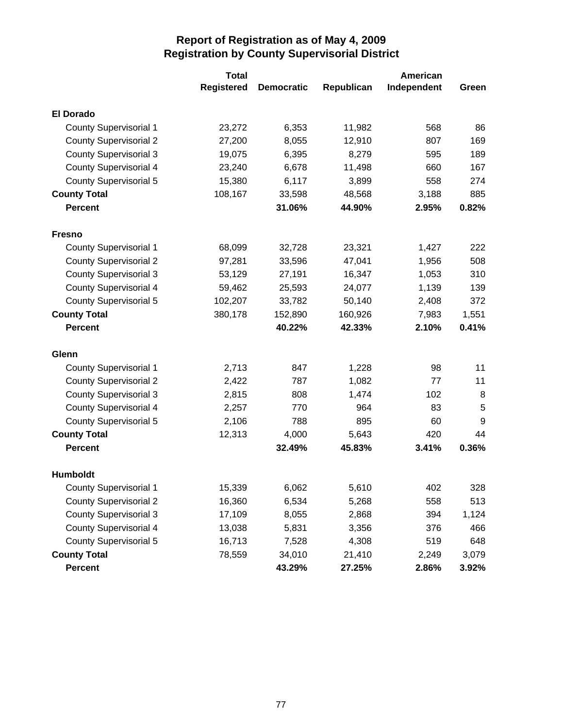# Report of Registration as of May 4, 2009
## Registration by County Supervisorial District

| | Total Registered | Democratic | Republican | American Independent | Green |
|---|---|---|---|---|---|
| **El Dorado** | | | | | |
| County Supervisorial 1 | 23,272 | 6,353 | 11,982 | 568 | 86 |
| County Supervisorial 2 | 27,200 | 8,055 | 12,910 | 807 | 169 |
| County Supervisorial 3 | 19,075 | 6,395 | 8,279 | 595 | 189 |
| County Supervisorial 4 | 23,240 | 6,678 | 11,498 | 660 | 167 |
| County Supervisorial 5 | 15,380 | 6,117 | 3,899 | 558 | 274 |
| **County Total** | 108,167 | 33,598 | 48,568 | 3,188 | 885 |
| **Percent** | | **31.06%** | **44.90%** | **2.95%** | **0.82%** |
| **Fresno** | | | | | |
| County Supervisorial 1 | 68,099 | 32,728 | 23,321 | 1,427 | 222 |
| County Supervisorial 2 | 97,281 | 33,596 | 47,041 | 1,956 | 508 |
| County Supervisorial 3 | 53,129 | 27,191 | 16,347 | 1,053 | 310 |
| County Supervisorial 4 | 59,462 | 25,593 | 24,077 | 1,139 | 139 |
| County Supervisorial 5 | 102,207 | 33,782 | 50,140 | 2,408 | 372 |
| **County Total** | 380,178 | 152,890 | 160,926 | 7,983 | 1,551 |
| **Percent** | | **40.22%** | **42.33%** | **2.10%** | **0.41%** |
| **Glenn** | | | | | |
| County Supervisorial 1 | 2,713 | 847 | 1,228 | 98 | 11 |
| County Supervisorial 2 | 2,422 | 787 | 1,082 | 77 | 11 |
| County Supervisorial 3 | 2,815 | 808 | 1,474 | 102 | 8 |
| County Supervisorial 4 | 2,257 | 770 | 964 | 83 | 5 |
| County Supervisorial 5 | 2,106 | 788 | 895 | 60 | 9 |
| **County Total** | 12,313 | 4,000 | 5,643 | 420 | 44 |
| **Percent** | | **32.49%** | **45.83%** | **3.41%** | **0.36%** |
| **Humboldt** | | | | | |
| County Supervisorial 1 | 15,339 | 6,062 | 5,610 | 402 | 328 |
| County Supervisorial 2 | 16,360 | 6,534 | 5,268 | 558 | 513 |
| County Supervisorial 3 | 17,109 | 8,055 | 2,868 | 394 | 1,124 |
| County Supervisorial 4 | 13,038 | 5,831 | 3,356 | 376 | 466 |
| County Supervisorial 5 | 16,713 | 7,528 | 4,308 | 519 | 648 |
| **County Total** | 78,559 | 34,010 | 21,410 | 2,249 | 3,079 |
| **Percent** | | **43.29%** | **27.25%** | **2.86%** | **3.92%** |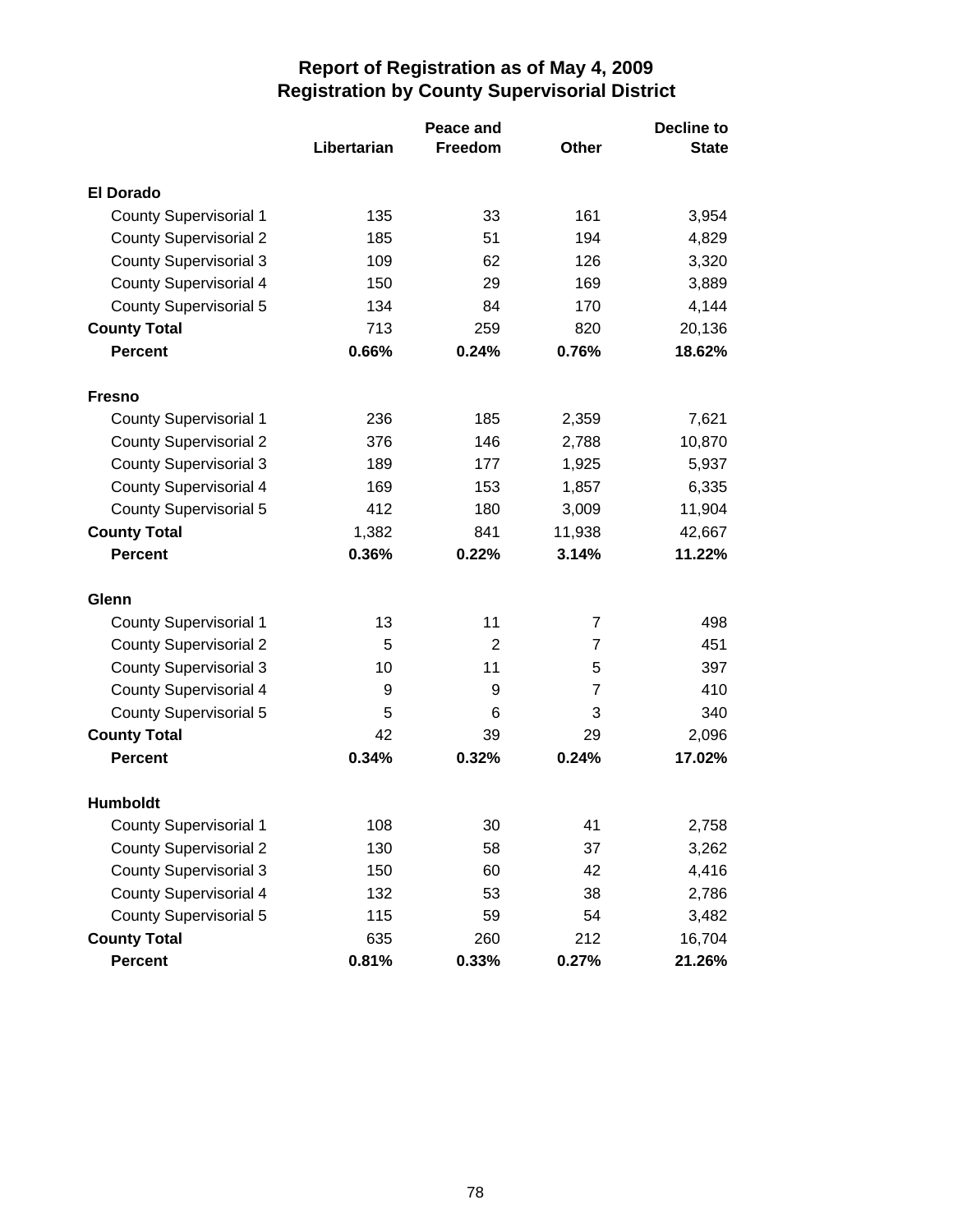# Report of Registration as of May 4, 2009
## Registration by County Supervisorial District

| | Libertarian | Peace and Freedom | Other | Decline to State |
|---|---|---|---|---|
| **El Dorado** | | | | |
| County Supervisorial 1 | 135 | 33 | 161 | 3,954 |
| County Supervisorial 2 | 185 | 51 | 194 | 4,829 |
| County Supervisorial 3 | 109 | 62 | 126 | 3,320 |
| County Supervisorial 4 | 150 | 29 | 169 | 3,889 |
| County Supervisorial 5 | 134 | 84 | 170 | 4,144 |
| **County Total** | 713 | 259 | 820 | 20,136 |
| **Percent** | **0.66%** | **0.24%** | **0.76%** | **18.62%** |
| **Fresno** | | | | |
| County Supervisorial 1 | 236 | 185 | 2,359 | 7,621 |
| County Supervisorial 2 | 376 | 146 | 2,788 | 10,870 |
| County Supervisorial 3 | 189 | 177 | 1,925 | 5,937 |
| County Supervisorial 4 | 169 | 153 | 1,857 | 6,335 |
| County Supervisorial 5 | 412 | 180 | 3,009 | 11,904 |
| **County Total** | 1,382 | 841 | 11,938 | 42,667 |
| **Percent** | **0.36%** | **0.22%** | **3.14%** | **11.22%** |
| **Glenn** | | | | |
| County Supervisorial 1 | 13 | 11 | 7 | 498 |
| County Supervisorial 2 | 5 | 2 | 7 | 451 |
| County Supervisorial 3 | 10 | 11 | 5 | 397 |
| County Supervisorial 4 | 9 | 9 | 7 | 410 |
| County Supervisorial 5 | 5 | 6 | 3 | 340 |
| **County Total** | 42 | 39 | 29 | 2,096 |
| **Percent** | **0.34%** | **0.32%** | **0.24%** | **17.02%** |
| **Humboldt** | | | | |
| County Supervisorial 1 | 108 | 30 | 41 | 2,758 |
| County Supervisorial 2 | 130 | 58 | 37 | 3,262 |
| County Supervisorial 3 | 150 | 60 | 42 | 4,416 |
| County Supervisorial 4 | 132 | 53 | 38 | 2,786 |
| County Supervisorial 5 | 115 | 59 | 54 | 3,482 |
| **County Total** | 635 | 260 | 212 | 16,704 |
| **Percent** | **0.81%** | **0.33%** | **0.27%** | **21.26%** |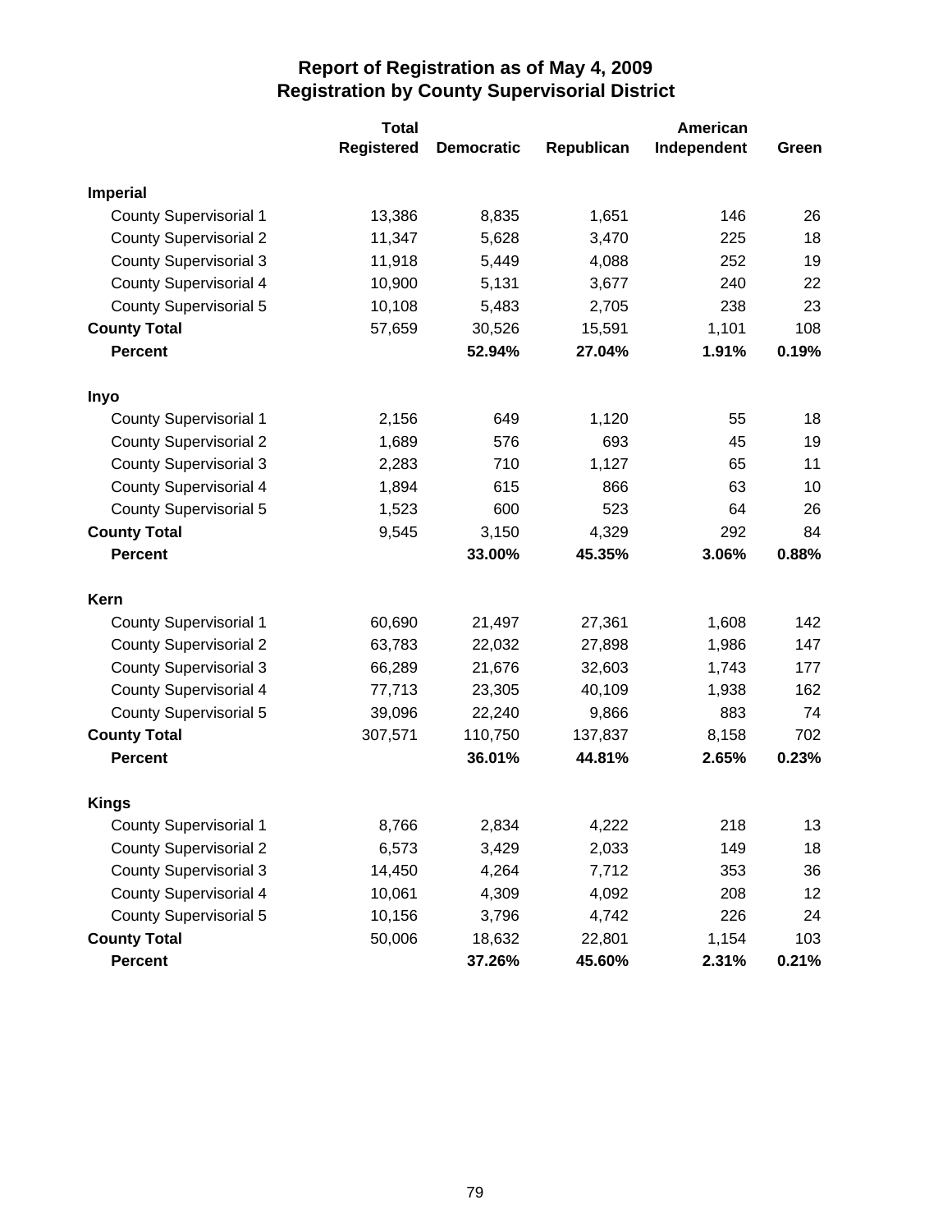# Report of Registration as of May 4, 2009
## Registration by County Supervisorial District

| | Total Registered | Democratic | Republican | American Independent | Green |
|---|---|---|---|---|---|
| **Imperial** | | | | | |
| County Supervisorial 1 | 13,386 | 8,835 | 1,651 | 146 | 26 |
| County Supervisorial 2 | 11,347 | 5,628 | 3,470 | 225 | 18 |
| County Supervisorial 3 | 11,918 | 5,449 | 4,088 | 252 | 19 |
| County Supervisorial 4 | 10,900 | 5,131 | 3,677 | 240 | 22 |
| County Supervisorial 5 | 10,108 | 5,483 | 2,705 | 238 | 23 |
| **County Total** | 57,659 | 30,526 | 15,591 | 1,101 | 108 |
| **Percent** | | **52.94%** | **27.04%** | **1.91%** | **0.19%** |
| **Inyo** | | | | | |
| County Supervisorial 1 | 2,156 | 649 | 1,120 | 55 | 18 |
| County Supervisorial 2 | 1,689 | 576 | 693 | 45 | 19 |
| County Supervisorial 3 | 2,283 | 710 | 1,127 | 65 | 11 |
| County Supervisorial 4 | 1,894 | 615 | 866 | 63 | 10 |
| County Supervisorial 5 | 1,523 | 600 | 523 | 64 | 26 |
| **County Total** | 9,545 | 3,150 | 4,329 | 292 | 84 |
| **Percent** | | **33.00%** | **45.35%** | **3.06%** | **0.88%** |
| **Kern** | | | | | |
| County Supervisorial 1 | 60,690 | 21,497 | 27,361 | 1,608 | 142 |
| County Supervisorial 2 | 63,783 | 22,032 | 27,898 | 1,986 | 147 |
| County Supervisorial 3 | 66,289 | 21,676 | 32,603 | 1,743 | 177 |
| County Supervisorial 4 | 77,713 | 23,305 | 40,109 | 1,938 | 162 |
| County Supervisorial 5 | 39,096 | 22,240 | 9,866 | 883 | 74 |
| **County Total** | 307,571 | 110,750 | 137,837 | 8,158 | 702 |
| **Percent** | | **36.01%** | **44.81%** | **2.65%** | **0.23%** |
| **Kings** | | | | | |
| County Supervisorial 1 | 8,766 | 2,834 | 4,222 | 218 | 13 |
| County Supervisorial 2 | 6,573 | 3,429 | 2,033 | 149 | 18 |
| County Supervisorial 3 | 14,450 | 4,264 | 7,712 | 353 | 36 |
| County Supervisorial 4 | 10,061 | 4,309 | 4,092 | 208 | 12 |
| County Supervisorial 5 | 10,156 | 3,796 | 4,742 | 226 | 24 |
| **County Total** | 50,006 | 18,632 | 22,801 | 1,154 | 103 |
| **Percent** | | **37.26%** | **45.60%** | **2.31%** | **0.21%** |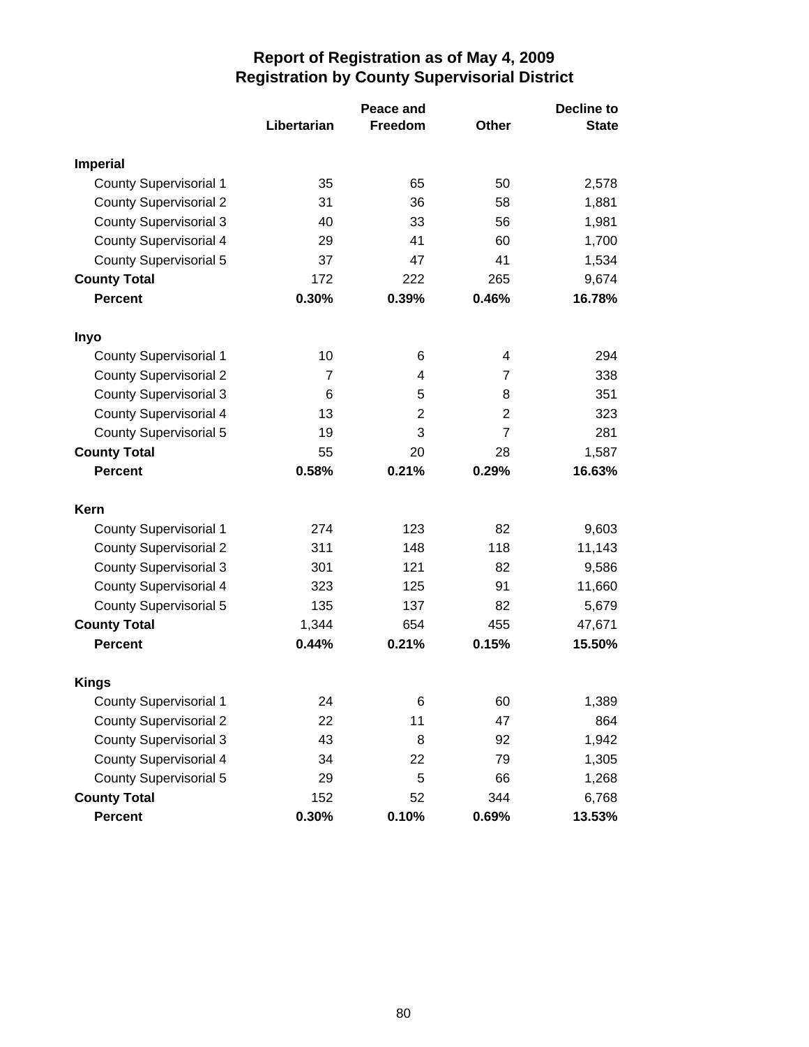# Report of Registration as of May 4, 2009
## Registration by County Supervisorial District

| | Libertarian | Peace and Freedom | Other | Decline to State |
|---|---|---|---|---|
| **Imperial** | | | | |
| County Supervisorial 1 | 35 | 65 | 50 | 2,578 |
| County Supervisorial 2 | 31 | 36 | 58 | 1,881 |
| County Supervisorial 3 | 40 | 33 | 56 | 1,981 |
| County Supervisorial 4 | 29 | 41 | 60 | 1,700 |
| County Supervisorial 5 | 37 | 47 | 41 | 1,534 |
| **County Total** | 172 | 222 | 265 | 9,674 |
| **Percent** | **0.30%** | **0.39%** | **0.46%** | **16.78%** |
| **Inyo** | | | | |
| County Supervisorial 1 | 10 | 6 | 4 | 294 |
| County Supervisorial 2 | 7 | 4 | 7 | 338 |
| County Supervisorial 3 | 6 | 5 | 8 | 351 |
| County Supervisorial 4 | 13 | 2 | 2 | 323 |
| County Supervisorial 5 | 19 | 3 | 7 | 281 |
| **County Total** | 55 | 20 | 28 | 1,587 |
| **Percent** | **0.58%** | **0.21%** | **0.29%** | **16.63%** |
| **Kern** | | | | |
| County Supervisorial 1 | 274 | 123 | 82 | 9,603 |
| County Supervisorial 2 | 311 | 148 | 118 | 11,143 |
| County Supervisorial 3 | 301 | 121 | 82 | 9,586 |
| County Supervisorial 4 | 323 | 125 | 91 | 11,660 |
| County Supervisorial 5 | 135 | 137 | 82 | 5,679 |
| **County Total** | 1,344 | 654 | 455 | 47,671 |
| **Percent** | **0.44%** | **0.21%** | **0.15%** | **15.50%** |
| **Kings** | | | | |
| County Supervisorial 1 | 24 | 6 | 60 | 1,389 |
| County Supervisorial 2 | 22 | 11 | 47 | 864 |
| County Supervisorial 3 | 43 | 8 | 92 | 1,942 |
| County Supervisorial 4 | 34 | 22 | 79 | 1,305 |
| County Supervisorial 5 | 29 | 5 | 66 | 1,268 |
| **County Total** | 152 | 52 | 344 | 6,768 |
| **Percent** | **0.30%** | **0.10%** | **0.69%** | **13.53%** |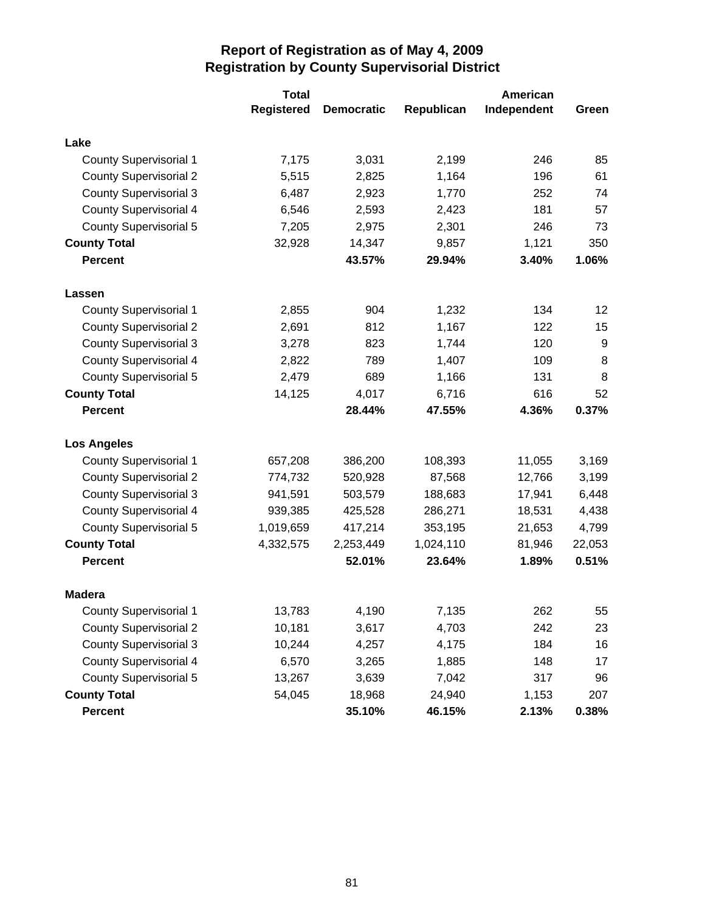# Report of Registration as of May 4, 2009
## Registration by County Supervisorial District

| | Total Registered | Democratic | Republican | American Independent | Green |
|---|---|---|---|---|---|
| **Lake** | | | | | |
| County Supervisorial 1 | 7,175 | 3,031 | 2,199 | 246 | 85 |
| County Supervisorial 2 | 5,515 | 2,825 | 1,164 | 196 | 61 |
| County Supervisorial 3 | 6,487 | 2,923 | 1,770 | 252 | 74 |
| County Supervisorial 4 | 6,546 | 2,593 | 2,423 | 181 | 57 |
| County Supervisorial 5 | 7,205 | 2,975 | 2,301 | 246 | 73 |
| **County Total** | 32,928 | 14,347 | 9,857 | 1,121 | 350 |
| **Percent** | | **43.57%** | **29.94%** | **3.40%** | **1.06%** |
| **Lassen** | | | | | |
| County Supervisorial 1 | 2,855 | 904 | 1,232 | 134 | 12 |
| County Supervisorial 2 | 2,691 | 812 | 1,167 | 122 | 15 |
| County Supervisorial 3 | 3,278 | 823 | 1,744 | 120 | 9 |
| County Supervisorial 4 | 2,822 | 789 | 1,407 | 109 | 8 |
| County Supervisorial 5 | 2,479 | 689 | 1,166 | 131 | 8 |
| **County Total** | 14,125 | 4,017 | 6,716 | 616 | 52 |
| **Percent** | | **28.44%** | **47.55%** | **4.36%** | **0.37%** |
| **Los Angeles** | | | | | |
| County Supervisorial 1 | 657,208 | 386,200 | 108,393 | 11,055 | 3,169 |
| County Supervisorial 2 | 774,732 | 520,928 | 87,568 | 12,766 | 3,199 |
| County Supervisorial 3 | 941,591 | 503,579 | 188,683 | 17,941 | 6,448 |
| County Supervisorial 4 | 939,385 | 425,528 | 286,271 | 18,531 | 4,438 |
| County Supervisorial 5 | 1,019,659 | 417,214 | 353,195 | 21,653 | 4,799 |
| **County Total** | 4,332,575 | 2,253,449 | 1,024,110 | 81,946 | 22,053 |
| **Percent** | | **52.01%** | **23.64%** | **1.89%** | **0.51%** |
| **Madera** | | | | | |
| County Supervisorial 1 | 13,783 | 4,190 | 7,135 | 262 | 55 |
| County Supervisorial 2 | 10,181 | 3,617 | 4,703 | 242 | 23 |
| County Supervisorial 3 | 10,244 | 4,257 | 4,175 | 184 | 16 |
| County Supervisorial 4 | 6,570 | 3,265 | 1,885 | 148 | 17 |
| County Supervisorial 5 | 13,267 | 3,639 | 7,042 | 317 | 96 |
| **County Total** | 54,045 | 18,968 | 24,940 | 1,153 | 207 |
| **Percent** | | **35.10%** | **46.15%** | **2.13%** | **0.38%** |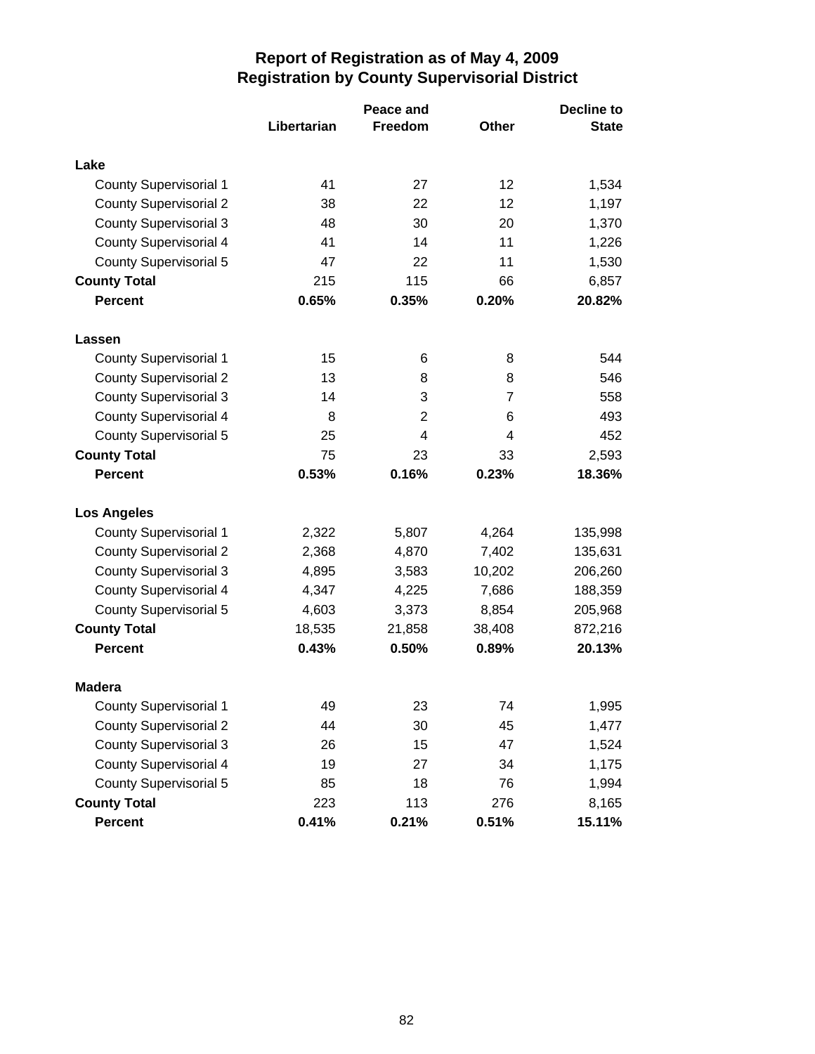# Report of Registration as of May 4, 2009
## Registration by County Supervisorial District

| | Libertarian | Peace and Freedom | Other | Decline to State |
|---|---|---|---|---|
| **Lake** | | | | |
| County Supervisorial 1 | 41 | 27 | 12 | 1,534 |
| County Supervisorial 2 | 38 | 22 | 12 | 1,197 |
| County Supervisorial 3 | 48 | 30 | 20 | 1,370 |
| County Supervisorial 4 | 41 | 14 | 11 | 1,226 |
| County Supervisorial 5 | 47 | 22 | 11 | 1,530 |
| **County Total** | 215 | 115 | 66 | 6,857 |
| **Percent** | **0.65%** | **0.35%** | **0.20%** | **20.82%** |
| **Lassen** | | | | |
| County Supervisorial 1 | 15 | 6 | 8 | 544 |
| County Supervisorial 2 | 13 | 8 | 8 | 546 |
| County Supervisorial 3 | 14 | 3 | 7 | 558 |
| County Supervisorial 4 | 8 | 2 | 6 | 493 |
| County Supervisorial 5 | 25 | 4 | 4 | 452 |
| **County Total** | 75 | 23 | 33 | 2,593 |
| **Percent** | **0.53%** | **0.16%** | **0.23%** | **18.36%** |
| **Los Angeles** | | | | |
| County Supervisorial 1 | 2,322 | 5,807 | 4,264 | 135,998 |
| County Supervisorial 2 | 2,368 | 4,870 | 7,402 | 135,631 |
| County Supervisorial 3 | 4,895 | 3,583 | 10,202 | 206,260 |
| County Supervisorial 4 | 4,347 | 4,225 | 7,686 | 188,359 |
| County Supervisorial 5 | 4,603 | 3,373 | 8,854 | 205,968 |
| **County Total** | 18,535 | 21,858 | 38,408 | 872,216 |
| **Percent** | **0.43%** | **0.50%** | **0.89%** | **20.13%** |
| **Madera** | | | | |
| County Supervisorial 1 | 49 | 23 | 74 | 1,995 |
| County Supervisorial 2 | 44 | 30 | 45 | 1,477 |
| County Supervisorial 3 | 26 | 15 | 47 | 1,524 |
| County Supervisorial 4 | 19 | 27 | 34 | 1,175 |
| County Supervisorial 5 | 85 | 18 | 76 | 1,994 |
| **County Total** | 223 | 113 | 276 | 8,165 |
| **Percent** | **0.41%** | **0.21%** | **0.51%** | **15.11%** |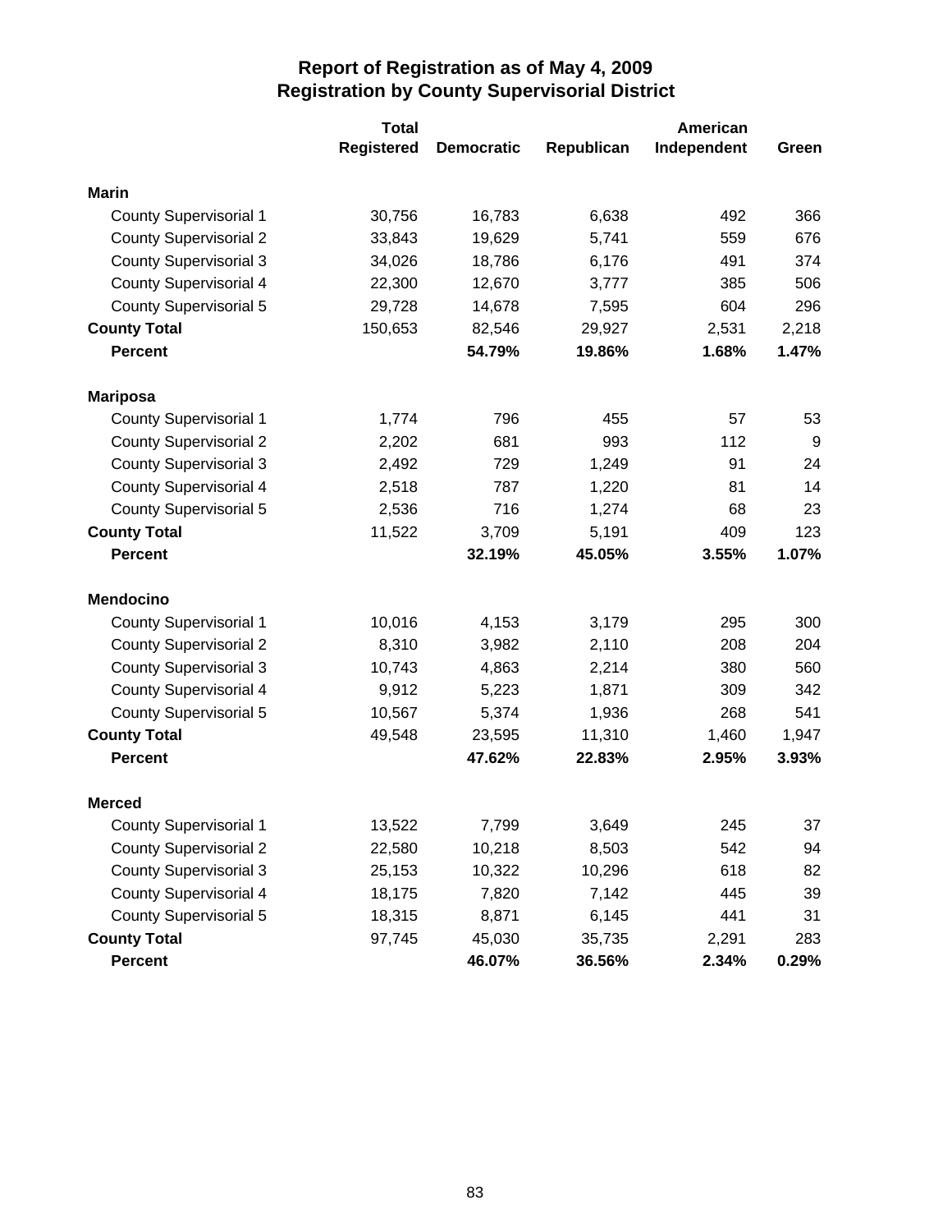# Report of Registration as of May 4, 2009
## Registration by County Supervisorial District

| | Total Registered | Democratic | Republican | American Independent | Green |
|---|---|---|---|---|---|
| **Marin** | | | | | |
| County Supervisorial 1 | 30,756 | 16,783 | 6,638 | 492 | 366 |
| County Supervisorial 2 | 33,843 | 19,629 | 5,741 | 559 | 676 |
| County Supervisorial 3 | 34,026 | 18,786 | 6,176 | 491 | 374 |
| County Supervisorial 4 | 22,300 | 12,670 | 3,777 | 385 | 506 |
| County Supervisorial 5 | 29,728 | 14,678 | 7,595 | 604 | 296 |
| **County Total** | 150,653 | 82,546 | 29,927 | 2,531 | 2,218 |
| **Percent** | | **54.79%** | **19.86%** | **1.68%** | **1.47%** |
| **Mariposa** | | | | | |
| County Supervisorial 1 | 1,774 | 796 | 455 | 57 | 53 |
| County Supervisorial 2 | 2,202 | 681 | 993 | 112 | 9 |
| County Supervisorial 3 | 2,492 | 729 | 1,249 | 91 | 24 |
| County Supervisorial 4 | 2,518 | 787 | 1,220 | 81 | 14 |
| County Supervisorial 5 | 2,536 | 716 | 1,274 | 68 | 23 |
| **County Total** | 11,522 | 3,709 | 5,191 | 409 | 123 |
| **Percent** | | **32.19%** | **45.05%** | **3.55%** | **1.07%** |
| **Mendocino** | | | | | |
| County Supervisorial 1 | 10,016 | 4,153 | 3,179 | 295 | 300 |
| County Supervisorial 2 | 8,310 | 3,982 | 2,110 | 208 | 204 |
| County Supervisorial 3 | 10,743 | 4,863 | 2,214 | 380 | 560 |
| County Supervisorial 4 | 9,912 | 5,223 | 1,871 | 309 | 342 |
| County Supervisorial 5 | 10,567 | 5,374 | 1,936 | 268 | 541 |
| **County Total** | 49,548 | 23,595 | 11,310 | 1,460 | 1,947 |
| **Percent** | | **47.62%** | **22.83%** | **2.95%** | **3.93%** |
| **Merced** | | | | | |
| County Supervisorial 1 | 13,522 | 7,799 | 3,649 | 245 | 37 |
| County Supervisorial 2 | 22,580 | 10,218 | 8,503 | 542 | 94 |
| County Supervisorial 3 | 25,153 | 10,322 | 10,296 | 618 | 82 |
| County Supervisorial 4 | 18,175 | 7,820 | 7,142 | 445 | 39 |
| County Supervisorial 5 | 18,315 | 8,871 | 6,145 | 441 | 31 |
| **County Total** | 97,745 | 45,030 | 35,735 | 2,291 | 283 |
| **Percent** | | **46.07%** | **36.56%** | **2.34%** | **0.29%** |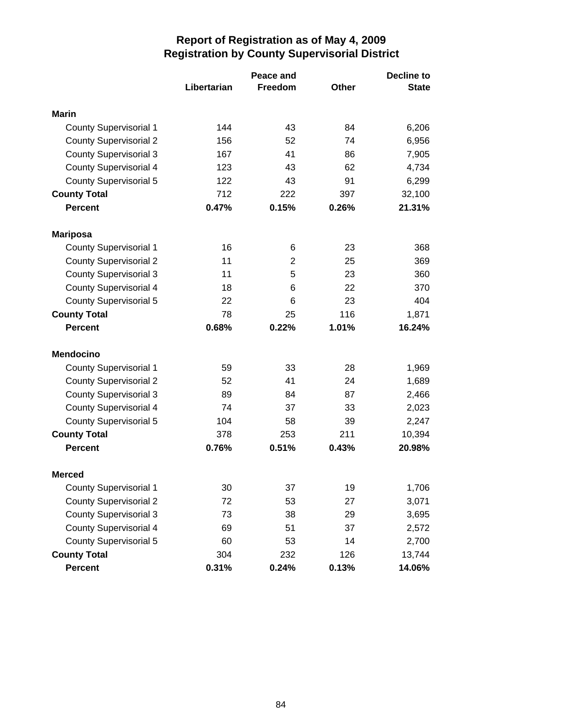# Report of Registration as of May 4, 2009
## Registration by County Supervisorial District

| | Libertarian | Peace and Freedom | Other | Decline to State |
|---|---|---|---|---|
| **Marin** | | | | |
| County Supervisorial 1 | 144 | 43 | 84 | 6,206 |
| County Supervisorial 2 | 156 | 52 | 74 | 6,956 |
| County Supervisorial 3 | 167 | 41 | 86 | 7,905 |
| County Supervisorial 4 | 123 | 43 | 62 | 4,734 |
| County Supervisorial 5 | 122 | 43 | 91 | 6,299 |
| **County Total** | 712 | 222 | 397 | 32,100 |
| **Percent** | **0.47%** | **0.15%** | **0.26%** | **21.31%** |
| **Mariposa** | | | | |
| County Supervisorial 1 | 16 | 6 | 23 | 368 |
| County Supervisorial 2 | 11 | 2 | 25 | 369 |
| County Supervisorial 3 | 11 | 5 | 23 | 360 |
| County Supervisorial 4 | 18 | 6 | 22 | 370 |
| County Supervisorial 5 | 22 | 6 | 23 | 404 |
| **County Total** | 78 | 25 | 116 | 1,871 |
| **Percent** | **0.68%** | **0.22%** | **1.01%** | **16.24%** |
| **Mendocino** | | | | |
| County Supervisorial 1 | 59 | 33 | 28 | 1,969 |
| County Supervisorial 2 | 52 | 41 | 24 | 1,689 |
| County Supervisorial 3 | 89 | 84 | 87 | 2,466 |
| County Supervisorial 4 | 74 | 37 | 33 | 2,023 |
| County Supervisorial 5 | 104 | 58 | 39 | 2,247 |
| **County Total** | 378 | 253 | 211 | 10,394 |
| **Percent** | **0.76%** | **0.51%** | **0.43%** | **20.98%** |
| **Merced** | | | | |
| County Supervisorial 1 | 30 | 37 | 19 | 1,706 |
| County Supervisorial 2 | 72 | 53 | 27 | 3,071 |
| County Supervisorial 3 | 73 | 38 | 29 | 3,695 |
| County Supervisorial 4 | 69 | 51 | 37 | 2,572 |
| County Supervisorial 5 | 60 | 53 | 14 | 2,700 |
| **County Total** | 304 | 232 | 126 | 13,744 |
| **Percent** | **0.31%** | **0.24%** | **0.13%** | **14.06%** |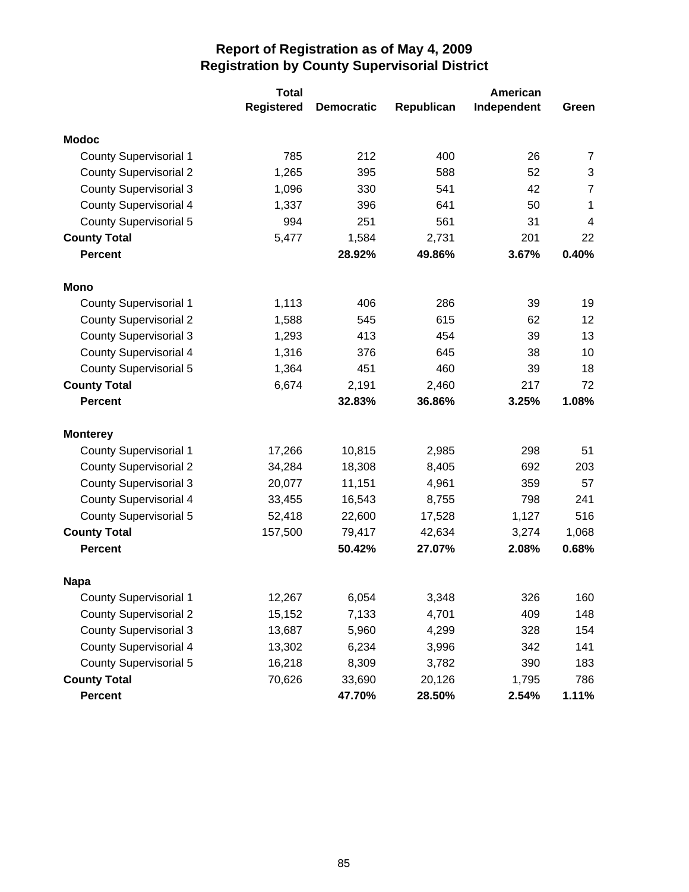# Report of Registration as of May 4, 2009
## Registration by County Supervisorial District

| | Total Registered | Democratic | Republican | American Independent | Green |
|---|---|---|---|---|---|
| **Modoc** | | | | | |
| County Supervisorial 1 | 785 | 212 | 400 | 26 | 7 |
| County Supervisorial 2 | 1,265 | 395 | 588 | 52 | 3 |
| County Supervisorial 3 | 1,096 | 330 | 541 | 42 | 7 |
| County Supervisorial 4 | 1,337 | 396 | 641 | 50 | 1 |
| County Supervisorial 5 | 994 | 251 | 561 | 31 | 4 |
| **County Total** | 5,477 | 1,584 | 2,731 | 201 | 22 |
| **Percent** | | **28.92%** | **49.86%** | **3.67%** | **0.40%** |
| **Mono** | | | | | |
| County Supervisorial 1 | 1,113 | 406 | 286 | 39 | 19 |
| County Supervisorial 2 | 1,588 | 545 | 615 | 62 | 12 |
| County Supervisorial 3 | 1,293 | 413 | 454 | 39 | 13 |
| County Supervisorial 4 | 1,316 | 376 | 645 | 38 | 10 |
| County Supervisorial 5 | 1,364 | 451 | 460 | 39 | 18 |
| **County Total** | 6,674 | 2,191 | 2,460 | 217 | 72 |
| **Percent** | | **32.83%** | **36.86%** | **3.25%** | **1.08%** |
| **Monterey** | | | | | |
| County Supervisorial 1 | 17,266 | 10,815 | 2,985 | 298 | 51 |
| County Supervisorial 2 | 34,284 | 18,308 | 8,405 | 692 | 203 |
| County Supervisorial 3 | 20,077 | 11,151 | 4,961 | 359 | 57 |
| County Supervisorial 4 | 33,455 | 16,543 | 8,755 | 798 | 241 |
| County Supervisorial 5 | 52,418 | 22,600 | 17,528 | 1,127 | 516 |
| **County Total** | 157,500 | 79,417 | 42,634 | 3,274 | 1,068 |
| **Percent** | | **50.42%** | **27.07%** | **2.08%** | **0.68%** |
| **Napa** | | | | | |
| County Supervisorial 1 | 12,267 | 6,054 | 3,348 | 326 | 160 |
| County Supervisorial 2 | 15,152 | 7,133 | 4,701 | 409 | 148 |
| County Supervisorial 3 | 13,687 | 5,960 | 4,299 | 328 | 154 |
| County Supervisorial 4 | 13,302 | 6,234 | 3,996 | 342 | 141 |
| County Supervisorial 5 | 16,218 | 8,309 | 3,782 | 390 | 183 |
| **County Total** | 70,626 | 33,690 | 20,126 | 1,795 | 786 |
| **Percent** | | **47.70%** | **28.50%** | **2.54%** | **1.11%** |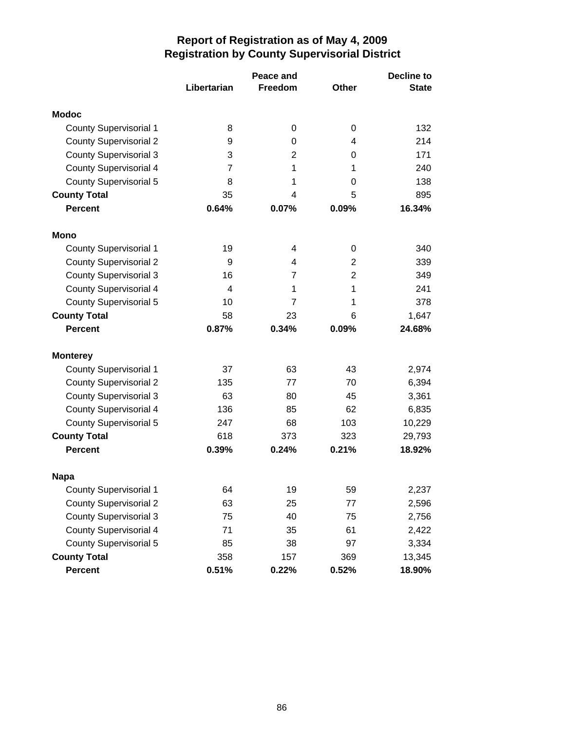# Report of Registration as of May 4, 2009
## Registration by County Supervisorial District

| | Libertarian | Peace and Freedom | Other | Decline to State |
|---|---|---|---|---|
| **Modoc** | | | | |
| County Supervisorial 1 | 8 | 0 | 0 | 132 |
| County Supervisorial 2 | 9 | 0 | 4 | 214 |
| County Supervisorial 3 | 3 | 2 | 0 | 171 |
| County Supervisorial 4 | 7 | 1 | 1 | 240 |
| County Supervisorial 5 | 8 | 1 | 0 | 138 |
| **County Total** | 35 | 4 | 5 | 895 |
| **Percent** | **0.64%** | **0.07%** | **0.09%** | **16.34%** |
| **Mono** | | | | |
| County Supervisorial 1 | 19 | 4 | 0 | 340 |
| County Supervisorial 2 | 9 | 4 | 2 | 339 |
| County Supervisorial 3 | 16 | 7 | 2 | 349 |
| County Supervisorial 4 | 4 | 1 | 1 | 241 |
| County Supervisorial 5 | 10 | 7 | 1 | 378 |
| **County Total** | 58 | 23 | 6 | 1,647 |
| **Percent** | **0.87%** | **0.34%** | **0.09%** | **24.68%** |
| **Monterey** | | | | |
| County Supervisorial 1 | 37 | 63 | 43 | 2,974 |
| County Supervisorial 2 | 135 | 77 | 70 | 6,394 |
| County Supervisorial 3 | 63 | 80 | 45 | 3,361 |
| County Supervisorial 4 | 136 | 85 | 62 | 6,835 |
| County Supervisorial 5 | 247 | 68 | 103 | 10,229 |
| **County Total** | 618 | 373 | 323 | 29,793 |
| **Percent** | **0.39%** | **0.24%** | **0.21%** | **18.92%** |
| **Napa** | | | | |
| County Supervisorial 1 | 64 | 19 | 59 | 2,237 |
| County Supervisorial 2 | 63 | 25 | 77 | 2,596 |
| County Supervisorial 3 | 75 | 40 | 75 | 2,756 |
| County Supervisorial 4 | 71 | 35 | 61 | 2,422 |
| County Supervisorial 5 | 85 | 38 | 97 | 3,334 |
| **County Total** | 358 | 157 | 369 | 13,345 |
| **Percent** | **0.51%** | **0.22%** | **0.52%** | **18.90%** |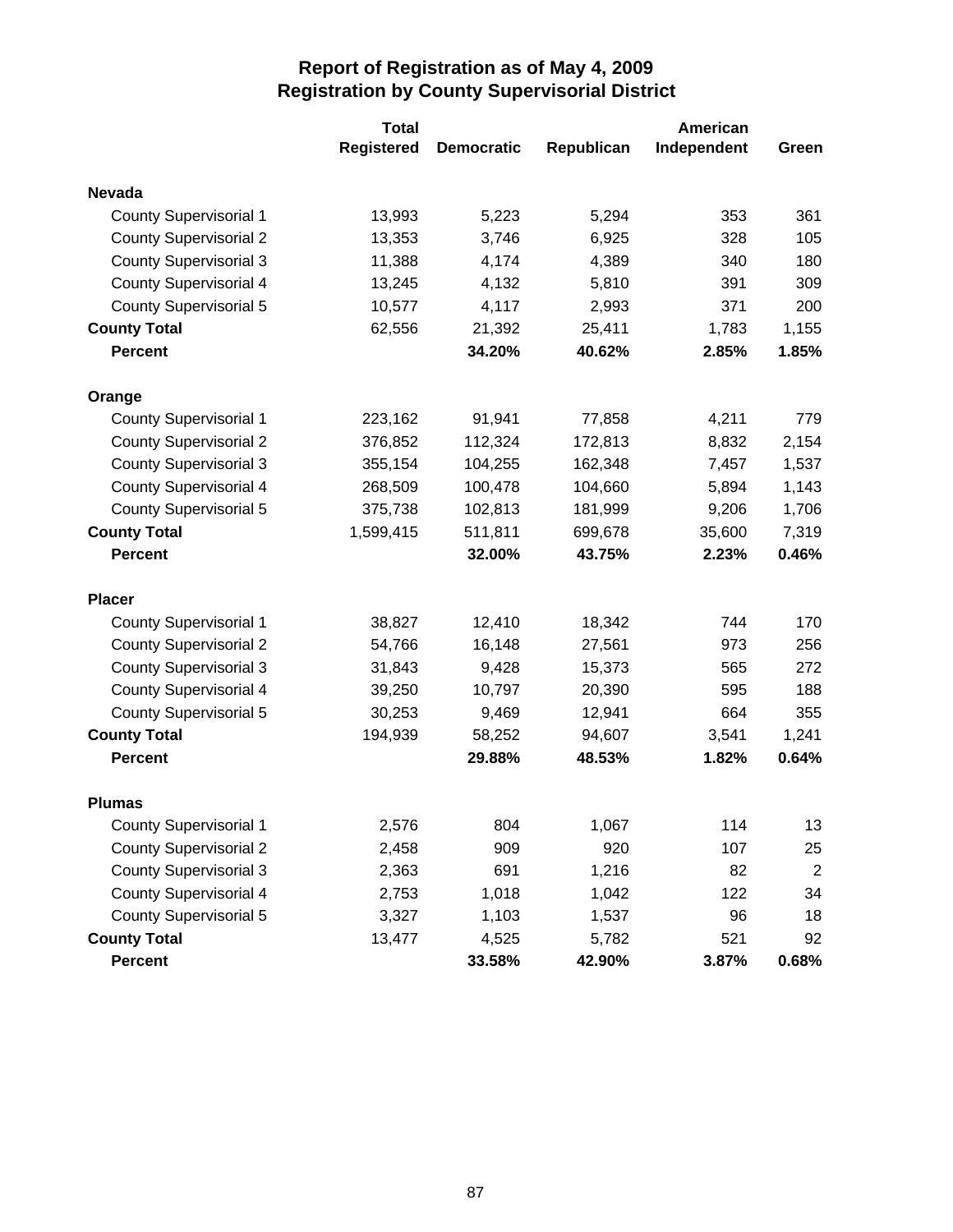## Report of Registration as of May 4, 2009
## Registration by County Supervisorial District

| | Total Registered | Democratic | Republican | American Independent | Green |
|---|---|---|---|---|---|
| **Nevada** | | | | | |
| County Supervisorial 1 | 13,993 | 5,223 | 5,294 | 353 | 361 |
| County Supervisorial 2 | 13,353 | 3,746 | 6,925 | 328 | 105 |
| County Supervisorial 3 | 11,388 | 4,174 | 4,389 | 340 | 180 |
| County Supervisorial 4 | 13,245 | 4,132 | 5,810 | 391 | 309 |
| County Supervisorial 5 | 10,577 | 4,117 | 2,993 | 371 | 200 |
| **County Total** | 62,556 | 21,392 | 25,411 | 1,783 | 1,155 |
| **Percent** | | **34.20%** | **40.62%** | **2.85%** | **1.85%** |
| **Orange** | | | | | |
| County Supervisorial 1 | 223,162 | 91,941 | 77,858 | 4,211 | 779 |
| County Supervisorial 2 | 376,852 | 112,324 | 172,813 | 8,832 | 2,154 |
| County Supervisorial 3 | 355,154 | 104,255 | 162,348 | 7,457 | 1,537 |
| County Supervisorial 4 | 268,509 | 100,478 | 104,660 | 5,894 | 1,143 |
| County Supervisorial 5 | 375,738 | 102,813 | 181,999 | 9,206 | 1,706 |
| **County Total** | 1,599,415 | 511,811 | 699,678 | 35,600 | 7,319 |
| **Percent** | | **32.00%** | **43.75%** | **2.23%** | **0.46%** |
| **Placer** | | | | | |
| County Supervisorial 1 | 38,827 | 12,410 | 18,342 | 744 | 170 |
| County Supervisorial 2 | 54,766 | 16,148 | 27,561 | 973 | 256 |
| County Supervisorial 3 | 31,843 | 9,428 | 15,373 | 565 | 272 |
| County Supervisorial 4 | 39,250 | 10,797 | 20,390 | 595 | 188 |
| County Supervisorial 5 | 30,253 | 9,469 | 12,941 | 664 | 355 |
| **County Total** | 194,939 | 58,252 | 94,607 | 3,541 | 1,241 |
| **Percent** | | **29.88%** | **48.53%** | **1.82%** | **0.64%** |
| **Plumas** | | | | | |
| County Supervisorial 1 | 2,576 | 804 | 1,067 | 114 | 13 |
| County Supervisorial 2 | 2,458 | 909 | 920 | 107 | 25 |
| County Supervisorial 3 | 2,363 | 691 | 1,216 | 82 | 2 |
| County Supervisorial 4 | 2,753 | 1,018 | 1,042 | 122 | 34 |
| County Supervisorial 5 | 3,327 | 1,103 | 1,537 | 96 | 18 |
| **County Total** | 13,477 | 4,525 | 5,782 | 521 | 92 |
| **Percent** | | **33.58%** | **42.90%** | **3.87%** | **0.68%** |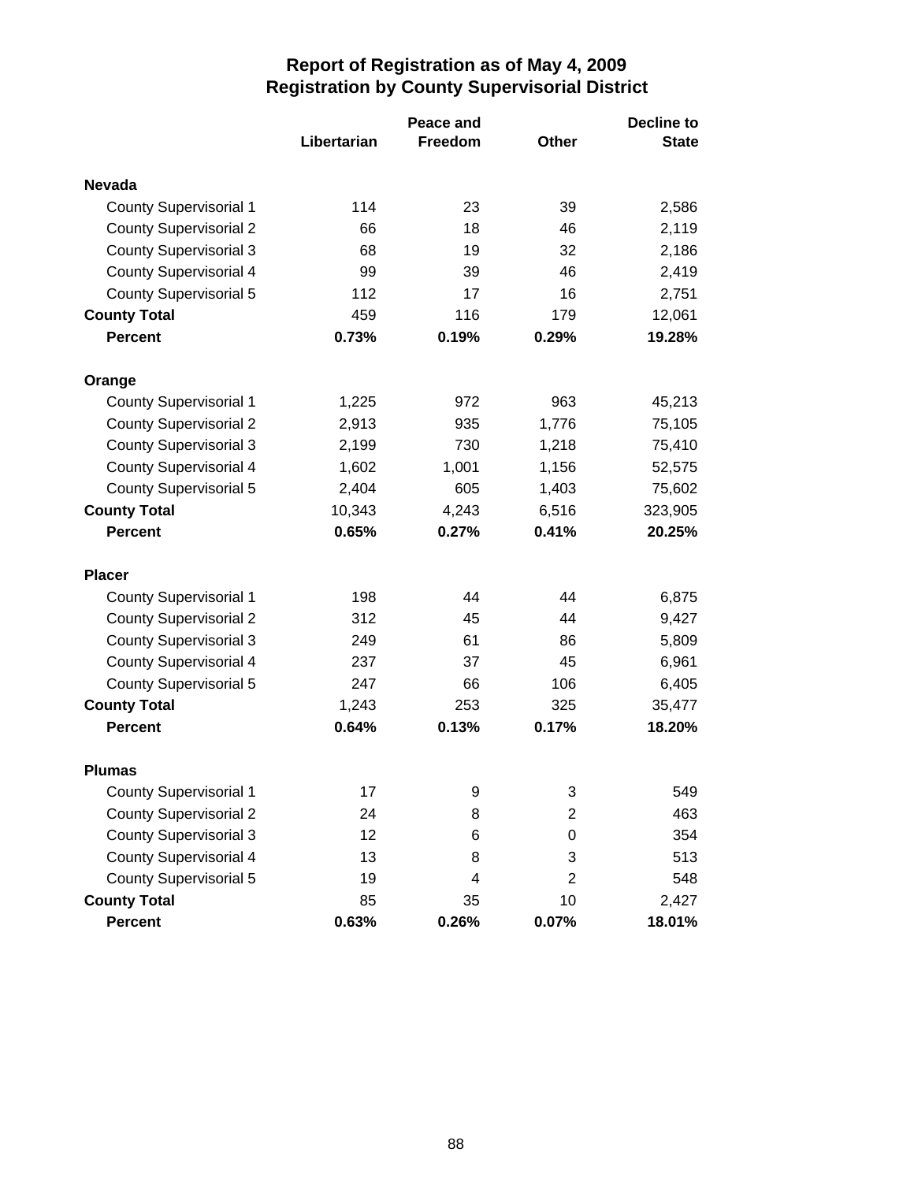# Report of Registration as of May 4, 2009
## Registration by County Supervisorial District

| | Libertarian | Peace and Freedom | Other | Decline to State |
|---|---|---|---|---|
| **Nevada** | | | | |
| County Supervisorial 1 | 114 | 23 | 39 | 2,586 |
| County Supervisorial 2 | 66 | 18 | 46 | 2,119 |
| County Supervisorial 3 | 68 | 19 | 32 | 2,186 |
| County Supervisorial 4 | 99 | 39 | 46 | 2,419 |
| County Supervisorial 5 | 112 | 17 | 16 | 2,751 |
| **County Total** | 459 | 116 | 179 | 12,061 |
| **Percent** | **0.73%** | **0.19%** | **0.29%** | **19.28%** |
| **Orange** | | | | |
| County Supervisorial 1 | 1,225 | 972 | 963 | 45,213 |
| County Supervisorial 2 | 2,913 | 935 | 1,776 | 75,105 |
| County Supervisorial 3 | 2,199 | 730 | 1,218 | 75,410 |
| County Supervisorial 4 | 1,602 | 1,001 | 1,156 | 52,575 |
| County Supervisorial 5 | 2,404 | 605 | 1,403 | 75,602 |
| **County Total** | 10,343 | 4,243 | 6,516 | 323,905 |
| **Percent** | **0.65%** | **0.27%** | **0.41%** | **20.25%** |
| **Placer** | | | | |
| County Supervisorial 1 | 198 | 44 | 44 | 6,875 |
| County Supervisorial 2 | 312 | 45 | 44 | 9,427 |
| County Supervisorial 3 | 249 | 61 | 86 | 5,809 |
| County Supervisorial 4 | 237 | 37 | 45 | 6,961 |
| County Supervisorial 5 | 247 | 66 | 106 | 6,405 |
| **County Total** | 1,243 | 253 | 325 | 35,477 |
| **Percent** | **0.64%** | **0.13%** | **0.17%** | **18.20%** |
| **Plumas** | | | | |
| County Supervisorial 1 | 17 | 9 | 3 | 549 |
| County Supervisorial 2 | 24 | 8 | 2 | 463 |
| County Supervisorial 3 | 12 | 6 | 0 | 354 |
| County Supervisorial 4 | 13 | 8 | 3 | 513 |
| County Supervisorial 5 | 19 | 4 | 2 | 548 |
| **County Total** | 85 | 35 | 10 | 2,427 |
| **Percent** | **0.63%** | **0.26%** | **0.07%** | **18.01%** |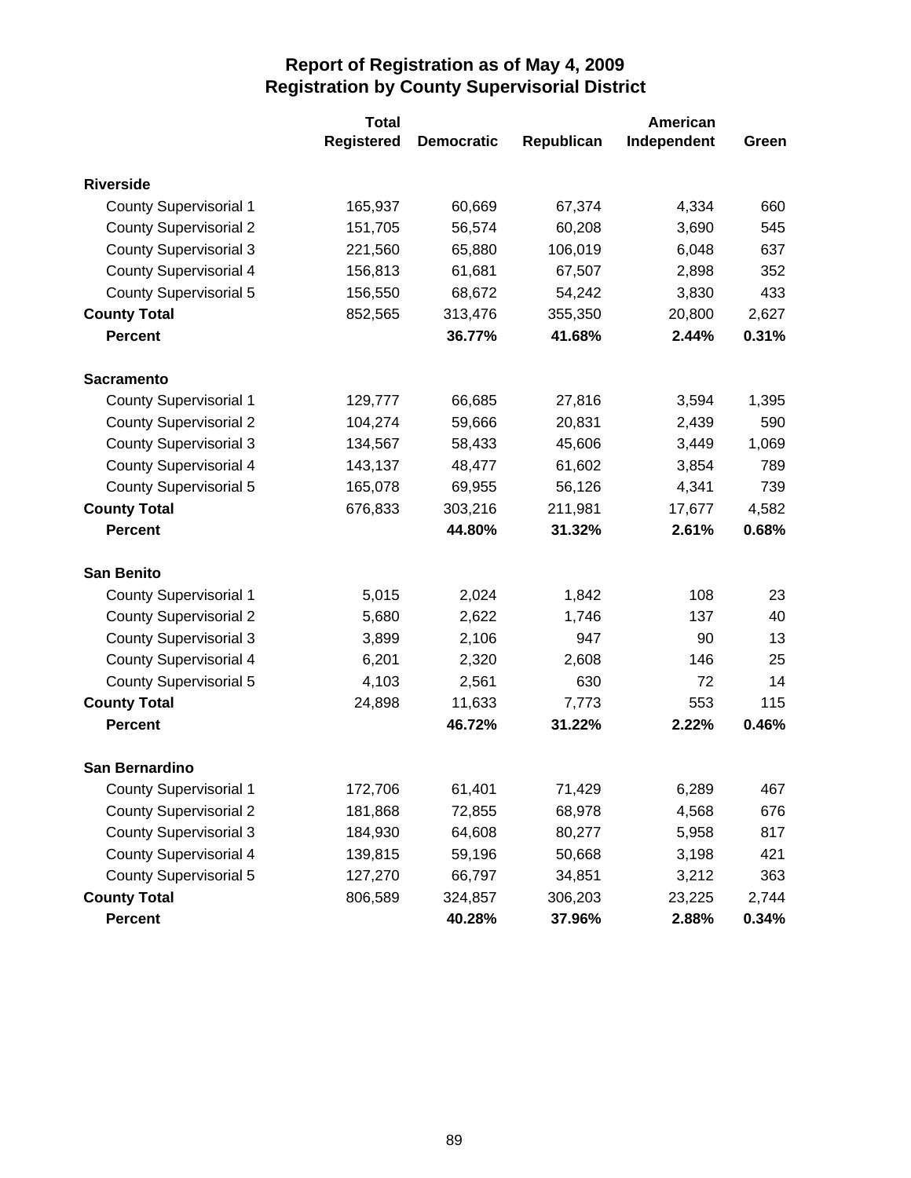# Report of Registration as of May 4, 2009
## Registration by County Supervisorial District

| | Total Registered | Democratic | Republican | American Independent | Green |
|---|---|---|---|---|---|
| **Riverside** | | | | | |
| County Supervisorial 1 | 165,937 | 60,669 | 67,374 | 4,334 | 660 |
| County Supervisorial 2 | 151,705 | 56,574 | 60,208 | 3,690 | 545 |
| County Supervisorial 3 | 221,560 | 65,880 | 106,019 | 6,048 | 637 |
| County Supervisorial 4 | 156,813 | 61,681 | 67,507 | 2,898 | 352 |
| County Supervisorial 5 | 156,550 | 68,672 | 54,242 | 3,830 | 433 |
| **County Total** | 852,565 | 313,476 | 355,350 | 20,800 | 2,627 |
| **Percent** | | **36.77%** | **41.68%** | **2.44%** | **0.31%** |
| **Sacramento** | | | | | |
| County Supervisorial 1 | 129,777 | 66,685 | 27,816 | 3,594 | 1,395 |
| County Supervisorial 2 | 104,274 | 59,666 | 20,831 | 2,439 | 590 |
| County Supervisorial 3 | 134,567 | 58,433 | 45,606 | 3,449 | 1,069 |
| County Supervisorial 4 | 143,137 | 48,477 | 61,602 | 3,854 | 789 |
| County Supervisorial 5 | 165,078 | 69,955 | 56,126 | 4,341 | 739 |
| **County Total** | 676,833 | 303,216 | 211,981 | 17,677 | 4,582 |
| **Percent** | | **44.80%** | **31.32%** | **2.61%** | **0.68%** |
| **San Benito** | | | | | |
| County Supervisorial 1 | 5,015 | 2,024 | 1,842 | 108 | 23 |
| County Supervisorial 2 | 5,680 | 2,622 | 1,746 | 137 | 40 |
| County Supervisorial 3 | 3,899 | 2,106 | 947 | 90 | 13 |
| County Supervisorial 4 | 6,201 | 2,320 | 2,608 | 146 | 25 |
| County Supervisorial 5 | 4,103 | 2,561 | 630 | 72 | 14 |
| **County Total** | 24,898 | 11,633 | 7,773 | 553 | 115 |
| **Percent** | | **46.72%** | **31.22%** | **2.22%** | **0.46%** |
| **San Bernardino** | | | | | |
| County Supervisorial 1 | 172,706 | 61,401 | 71,429 | 6,289 | 467 |
| County Supervisorial 2 | 181,868 | 72,855 | 68,978 | 4,568 | 676 |
| County Supervisorial 3 | 184,930 | 64,608 | 80,277 | 5,958 | 817 |
| County Supervisorial 4 | 139,815 | 59,196 | 50,668 | 3,198 | 421 |
| County Supervisorial 5 | 127,270 | 66,797 | 34,851 | 3,212 | 363 |
| **County Total** | 806,589 | 324,857 | 306,203 | 23,225 | 2,744 |
| **Percent** | | **40.28%** | **37.96%** | **2.88%** | **0.34%** |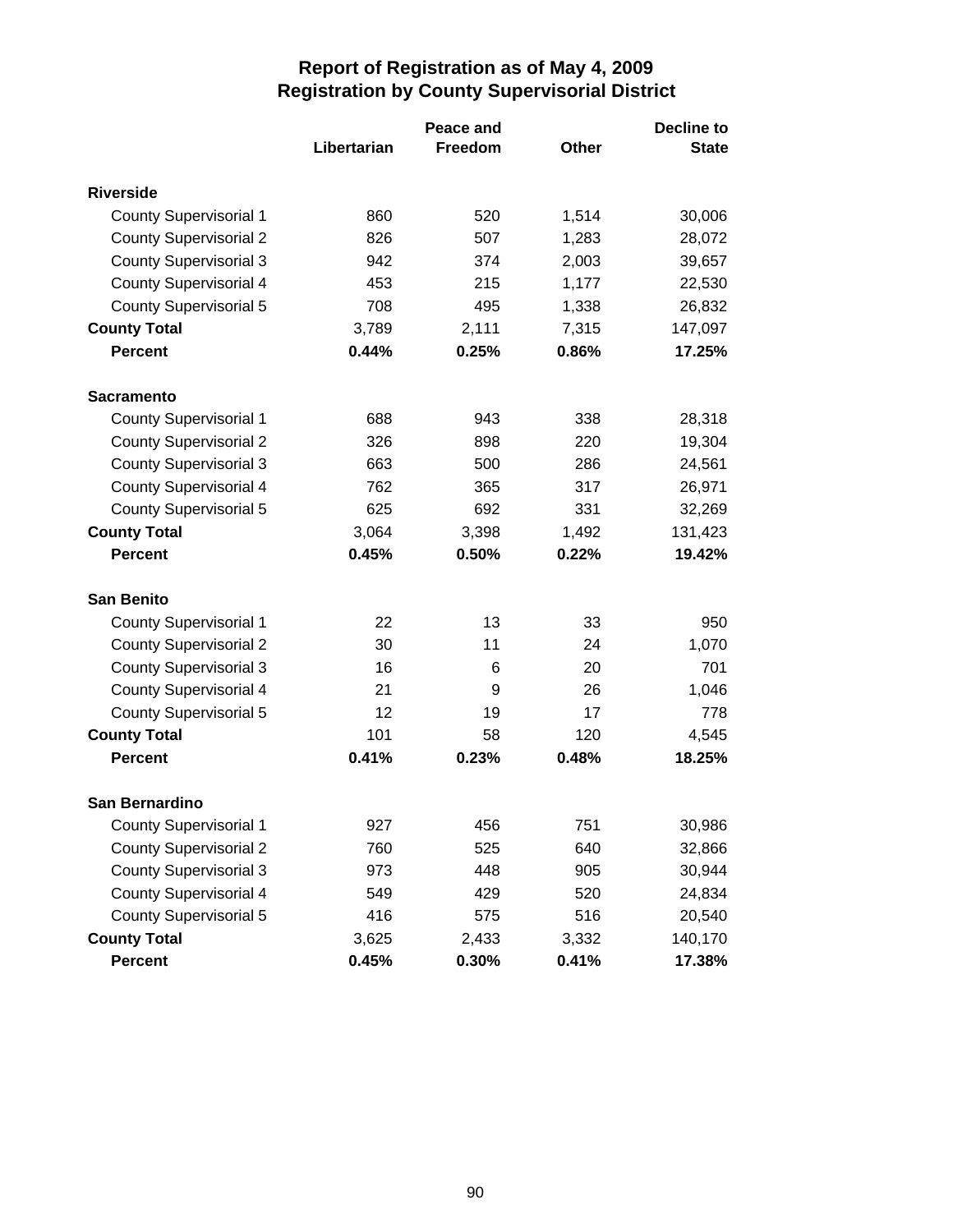# Report of Registration as of May 4, 2009
## Registration by County Supervisorial District

| | Libertarian | Peace and Freedom | Other | Decline to State |
|---|---|---|---|---|
| **Riverside** | | | | |
| County Supervisorial 1 | 860 | 520 | 1,514 | 30,006 |
| County Supervisorial 2 | 826 | 507 | 1,283 | 28,072 |
| County Supervisorial 3 | 942 | 374 | 2,003 | 39,657 |
| County Supervisorial 4 | 453 | 215 | 1,177 | 22,530 |
| County Supervisorial 5 | 708 | 495 | 1,338 | 26,832 |
| **County Total** | 3,789 | 2,111 | 7,315 | 147,097 |
| **Percent** | **0.44%** | **0.25%** | **0.86%** | **17.25%** |
| **Sacramento** | | | | |
| County Supervisorial 1 | 688 | 943 | 338 | 28,318 |
| County Supervisorial 2 | 326 | 898 | 220 | 19,304 |
| County Supervisorial 3 | 663 | 500 | 286 | 24,561 |
| County Supervisorial 4 | 762 | 365 | 317 | 26,971 |
| County Supervisorial 5 | 625 | 692 | 331 | 32,269 |
| **County Total** | 3,064 | 3,398 | 1,492 | 131,423 |
| **Percent** | **0.45%** | **0.50%** | **0.22%** | **19.42%** |
| **San Benito** | | | | |
| County Supervisorial 1 | 22 | 13 | 33 | 950 |
| County Supervisorial 2 | 30 | 11 | 24 | 1,070 |
| County Supervisorial 3 | 16 | 6 | 20 | 701 |
| County Supervisorial 4 | 21 | 9 | 26 | 1,046 |
| County Supervisorial 5 | 12 | 19 | 17 | 778 |
| **County Total** | 101 | 58 | 120 | 4,545 |
| **Percent** | **0.41%** | **0.23%** | **0.48%** | **18.25%** |
| **San Bernardino** | | | | |
| County Supervisorial 1 | 927 | 456 | 751 | 30,986 |
| County Supervisorial 2 | 760 | 525 | 640 | 32,866 |
| County Supervisorial 3 | 973 | 448 | 905 | 30,944 |
| County Supervisorial 4 | 549 | 429 | 520 | 24,834 |
| County Supervisorial 5 | 416 | 575 | 516 | 20,540 |
| **County Total** | 3,625 | 2,433 | 3,332 | 140,170 |
| **Percent** | **0.45%** | **0.30%** | **0.41%** | **17.38%** |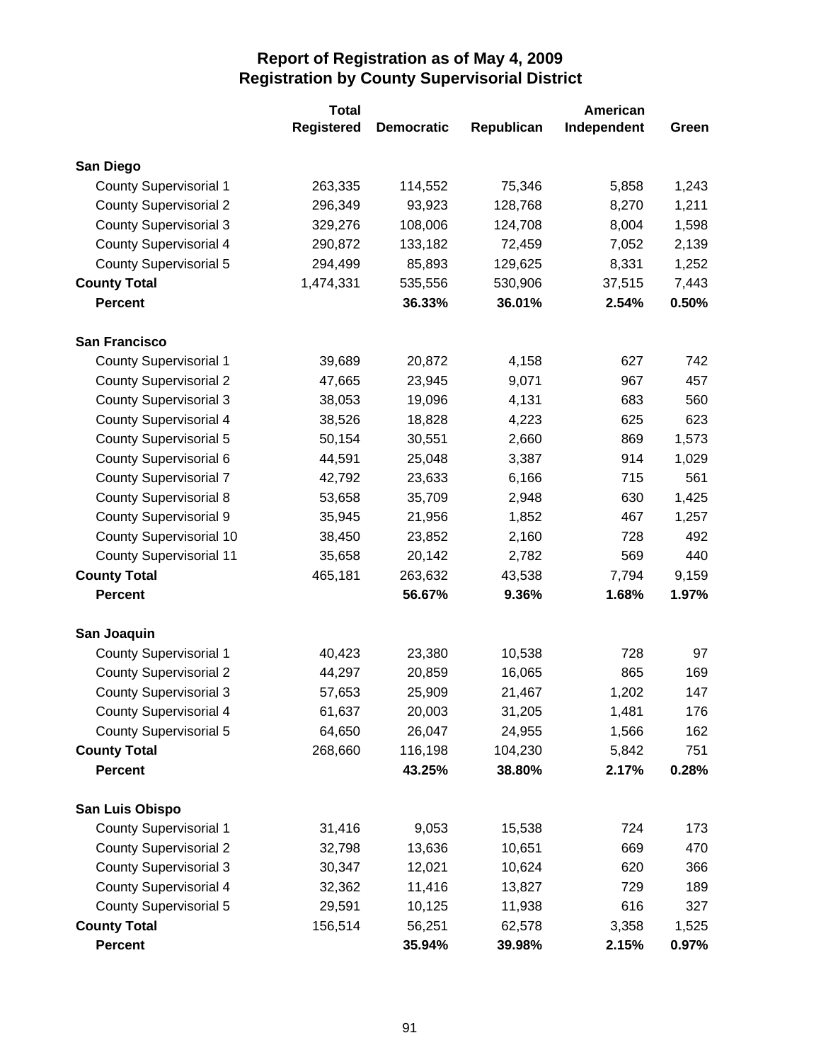# Report of Registration as of May 4, 2009
## Registration by County Supervisorial District

| | Total Registered | Democratic | Republican | American Independent | Green |
|---|---|---|---|---|---|
| **San Diego** | | | | | |
| County Supervisorial 1 | 263,335 | 114,552 | 75,346 | 5,858 | 1,243 |
| County Supervisorial 2 | 296,349 | 93,923 | 128,768 | 8,270 | 1,211 |
| County Supervisorial 3 | 329,276 | 108,006 | 124,708 | 8,004 | 1,598 |
| County Supervisorial 4 | 290,872 | 133,182 | 72,459 | 7,052 | 2,139 |
| County Supervisorial 5 | 294,499 | 85,893 | 129,625 | 8,331 | 1,252 |
| **County Total** | 1,474,331 | 535,556 | 530,906 | 37,515 | 7,443 |
| **Percent** | | **36.33%** | **36.01%** | **2.54%** | **0.50%** |
| **San Francisco** | | | | | |
| County Supervisorial 1 | 39,689 | 20,872 | 4,158 | 627 | 742 |
| County Supervisorial 2 | 47,665 | 23,945 | 9,071 | 967 | 457 |
| County Supervisorial 3 | 38,053 | 19,096 | 4,131 | 683 | 560 |
| County Supervisorial 4 | 38,526 | 18,828 | 4,223 | 625 | 623 |
| County Supervisorial 5 | 50,154 | 30,551 | 2,660 | 869 | 1,573 |
| County Supervisorial 6 | 44,591 | 25,048 | 3,387 | 914 | 1,029 |
| County Supervisorial 7 | 42,792 | 23,633 | 6,166 | 715 | 561 |
| County Supervisorial 8 | 53,658 | 35,709 | 2,948 | 630 | 1,425 |
| County Supervisorial 9 | 35,945 | 21,956 | 1,852 | 467 | 1,257 |
| County Supervisorial 10 | 38,450 | 23,852 | 2,160 | 728 | 492 |
| County Supervisorial 11 | 35,658 | 20,142 | 2,782 | 569 | 440 |
| **County Total** | 465,181 | 263,632 | 43,538 | 7,794 | 9,159 |
| **Percent** | | **56.67%** | **9.36%** | **1.68%** | **1.97%** |
| **San Joaquin** | | | | | |
| County Supervisorial 1 | 40,423 | 23,380 | 10,538 | 728 | 97 |
| County Supervisorial 2 | 44,297 | 20,859 | 16,065 | 865 | 169 |
| County Supervisorial 3 | 57,653 | 25,909 | 21,467 | 1,202 | 147 |
| County Supervisorial 4 | 61,637 | 20,003 | 31,205 | 1,481 | 176 |
| County Supervisorial 5 | 64,650 | 26,047 | 24,955 | 1,566 | 162 |
| **County Total** | 268,660 | 116,198 | 104,230 | 5,842 | 751 |
| **Percent** | | **43.25%** | **38.80%** | **2.17%** | **0.28%** |
| **San Luis Obispo** | | | | | |
| County Supervisorial 1 | 31,416 | 9,053 | 15,538 | 724 | 173 |
| County Supervisorial 2 | 32,798 | 13,636 | 10,651 | 669 | 470 |
| County Supervisorial 3 | 30,347 | 12,021 | 10,624 | 620 | 366 |
| County Supervisorial 4 | 32,362 | 11,416 | 13,827 | 729 | 189 |
| County Supervisorial 5 | 29,591 | 10,125 | 11,938 | 616 | 327 |
| **County Total** | 156,514 | 56,251 | 62,578 | 3,358 | 1,525 |
| **Percent** | | **35.94%** | **39.98%** | **2.15%** | **0.97%** |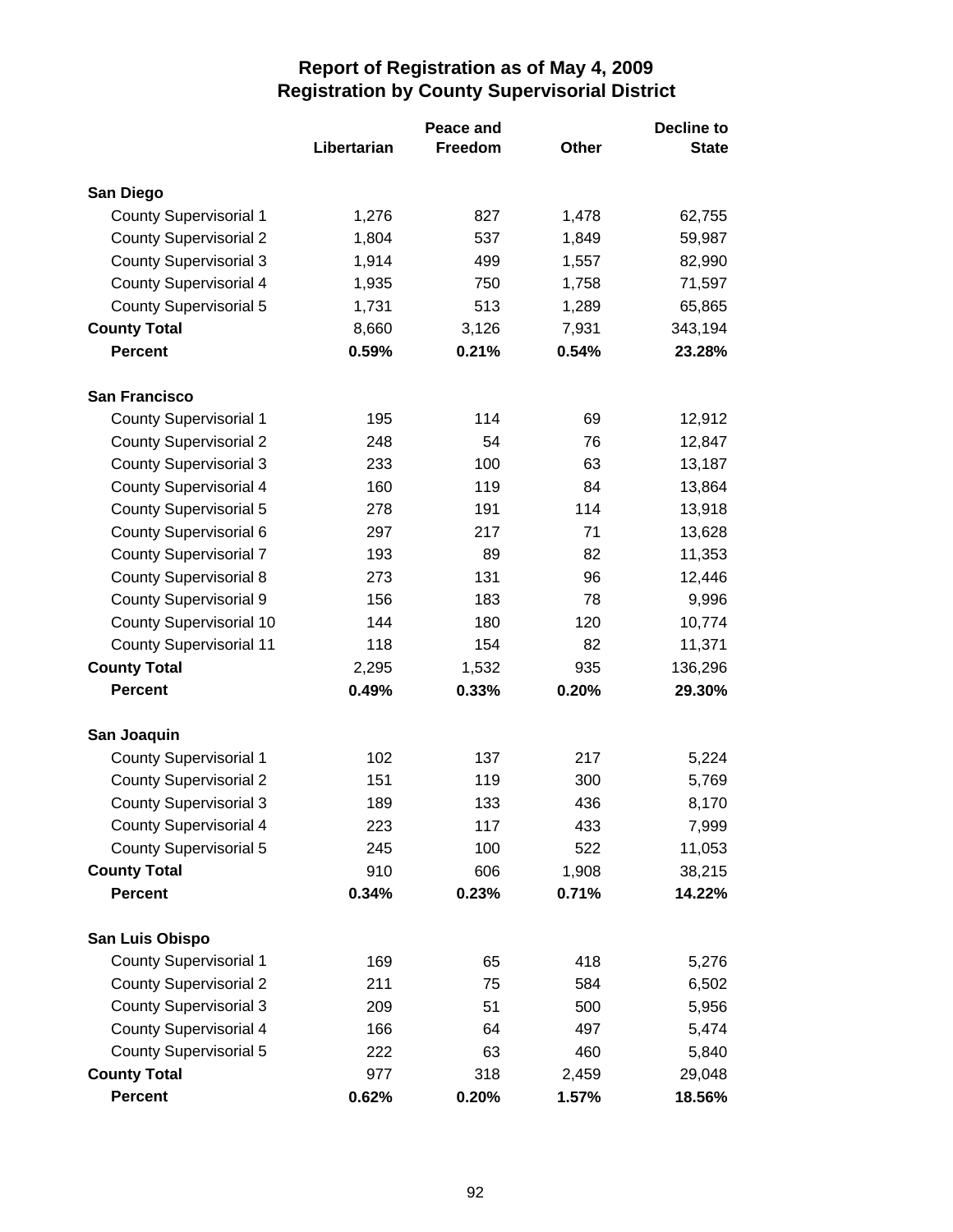# Report of Registration as of May 4, 2009
## Registration by County Supervisorial District

| | Libertarian | Peace and Freedom | Other | Decline to State |
|---|---|---|---|---|
| **San Diego** | | | | |
| County Supervisorial 1 | 1,276 | 827 | 1,478 | 62,755 |
| County Supervisorial 2 | 1,804 | 537 | 1,849 | 59,987 |
| County Supervisorial 3 | 1,914 | 499 | 1,557 | 82,990 |
| County Supervisorial 4 | 1,935 | 750 | 1,758 | 71,597 |
| County Supervisorial 5 | 1,731 | 513 | 1,289 | 65,865 |
| **County Total** | 8,660 | 3,126 | 7,931 | 343,194 |
| **Percent** | **0.59%** | **0.21%** | **0.54%** | **23.28%** |
| **San Francisco** | | | | |
| County Supervisorial 1 | 195 | 114 | 69 | 12,912 |
| County Supervisorial 2 | 248 | 54 | 76 | 12,847 |
| County Supervisorial 3 | 233 | 100 | 63 | 13,187 |
| County Supervisorial 4 | 160 | 119 | 84 | 13,864 |
| County Supervisorial 5 | 278 | 191 | 114 | 13,918 |
| County Supervisorial 6 | 297 | 217 | 71 | 13,628 |
| County Supervisorial 7 | 193 | 89 | 82 | 11,353 |
| County Supervisorial 8 | 273 | 131 | 96 | 12,446 |
| County Supervisorial 9 | 156 | 183 | 78 | 9,996 |
| County Supervisorial 10 | 144 | 180 | 120 | 10,774 |
| County Supervisorial 11 | 118 | 154 | 82 | 11,371 |
| **County Total** | 2,295 | 1,532 | 935 | 136,296 |
| **Percent** | **0.49%** | **0.33%** | **0.20%** | **29.30%** |
| **San Joaquin** | | | | |
| County Supervisorial 1 | 102 | 137 | 217 | 5,224 |
| County Supervisorial 2 | 151 | 119 | 300 | 5,769 |
| County Supervisorial 3 | 189 | 133 | 436 | 8,170 |
| County Supervisorial 4 | 223 | 117 | 433 | 7,999 |
| County Supervisorial 5 | 245 | 100 | 522 | 11,053 |
| **County Total** | 910 | 606 | 1,908 | 38,215 |
| **Percent** | **0.34%** | **0.23%** | **0.71%** | **14.22%** |
| **San Luis Obispo** | | | | |
| County Supervisorial 1 | 169 | 65 | 418 | 5,276 |
| County Supervisorial 2 | 211 | 75 | 584 | 6,502 |
| County Supervisorial 3 | 209 | 51 | 500 | 5,956 |
| County Supervisorial 4 | 166 | 64 | 497 | 5,474 |
| County Supervisorial 5 | 222 | 63 | 460 | 5,840 |
| **County Total** | 977 | 318 | 2,459 | 29,048 |
| **Percent** | **0.62%** | **0.20%** | **1.57%** | **18.56%** |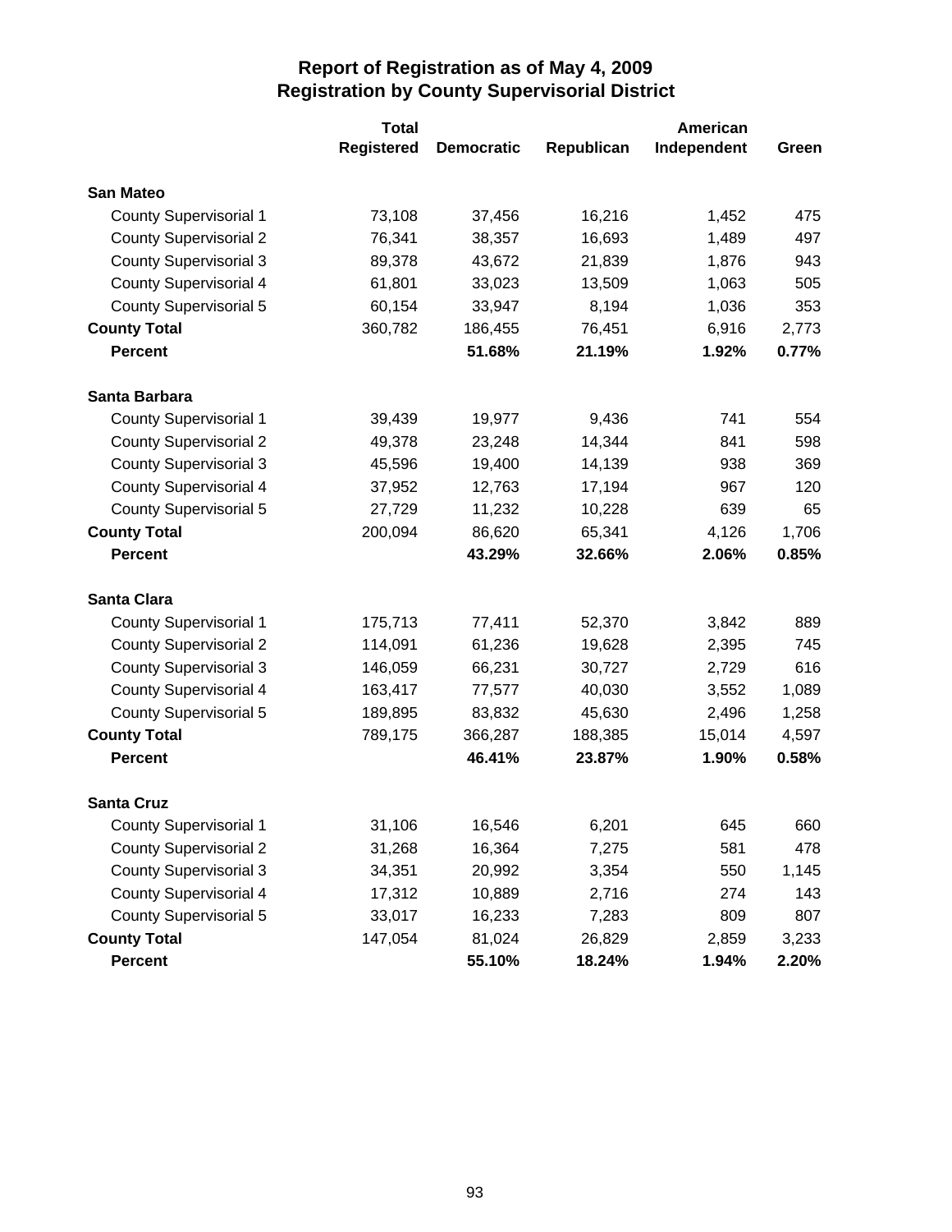# Report of Registration as of May 4, 2009
## Registration by County Supervisorial District

| | Total Registered | Democratic | Republican | American Independent | Green |
|---|---|---|---|---|---|
| **San Mateo** | | | | | |
| County Supervisorial 1 | 73,108 | 37,456 | 16,216 | 1,452 | 475 |
| County Supervisorial 2 | 76,341 | 38,357 | 16,693 | 1,489 | 497 |
| County Supervisorial 3 | 89,378 | 43,672 | 21,839 | 1,876 | 943 |
| County Supervisorial 4 | 61,801 | 33,023 | 13,509 | 1,063 | 505 |
| County Supervisorial 5 | 60,154 | 33,947 | 8,194 | 1,036 | 353 |
| **County Total** | 360,782 | 186,455 | 76,451 | 6,916 | 2,773 |
| **Percent** | | **51.68%** | **21.19%** | **1.92%** | **0.77%** |
| **Santa Barbara** | | | | | |
| County Supervisorial 1 | 39,439 | 19,977 | 9,436 | 741 | 554 |
| County Supervisorial 2 | 49,378 | 23,248 | 14,344 | 841 | 598 |
| County Supervisorial 3 | 45,596 | 19,400 | 14,139 | 938 | 369 |
| County Supervisorial 4 | 37,952 | 12,763 | 17,194 | 967 | 120 |
| County Supervisorial 5 | 27,729 | 11,232 | 10,228 | 639 | 65 |
| **County Total** | 200,094 | 86,620 | 65,341 | 4,126 | 1,706 |
| **Percent** | | **43.29%** | **32.66%** | **2.06%** | **0.85%** |
| **Santa Clara** | | | | | |
| County Supervisorial 1 | 175,713 | 77,411 | 52,370 | 3,842 | 889 |
| County Supervisorial 2 | 114,091 | 61,236 | 19,628 | 2,395 | 745 |
| County Supervisorial 3 | 146,059 | 66,231 | 30,727 | 2,729 | 616 |
| County Supervisorial 4 | 163,417 | 77,577 | 40,030 | 3,552 | 1,089 |
| County Supervisorial 5 | 189,895 | 83,832 | 45,630 | 2,496 | 1,258 |
| **County Total** | 789,175 | 366,287 | 188,385 | 15,014 | 4,597 |
| **Percent** | | **46.41%** | **23.87%** | **1.90%** | **0.58%** |
| **Santa Cruz** | | | | | |
| County Supervisorial 1 | 31,106 | 16,546 | 6,201 | 645 | 660 |
| County Supervisorial 2 | 31,268 | 16,364 | 7,275 | 581 | 478 |
| County Supervisorial 3 | 34,351 | 20,992 | 3,354 | 550 | 1,145 |
| County Supervisorial 4 | 17,312 | 10,889 | 2,716 | 274 | 143 |
| County Supervisorial 5 | 33,017 | 16,233 | 7,283 | 809 | 807 |
| **County Total** | 147,054 | 81,024 | 26,829 | 2,859 | 3,233 |
| **Percent** | | **55.10%** | **18.24%** | **1.94%** | **2.20%** |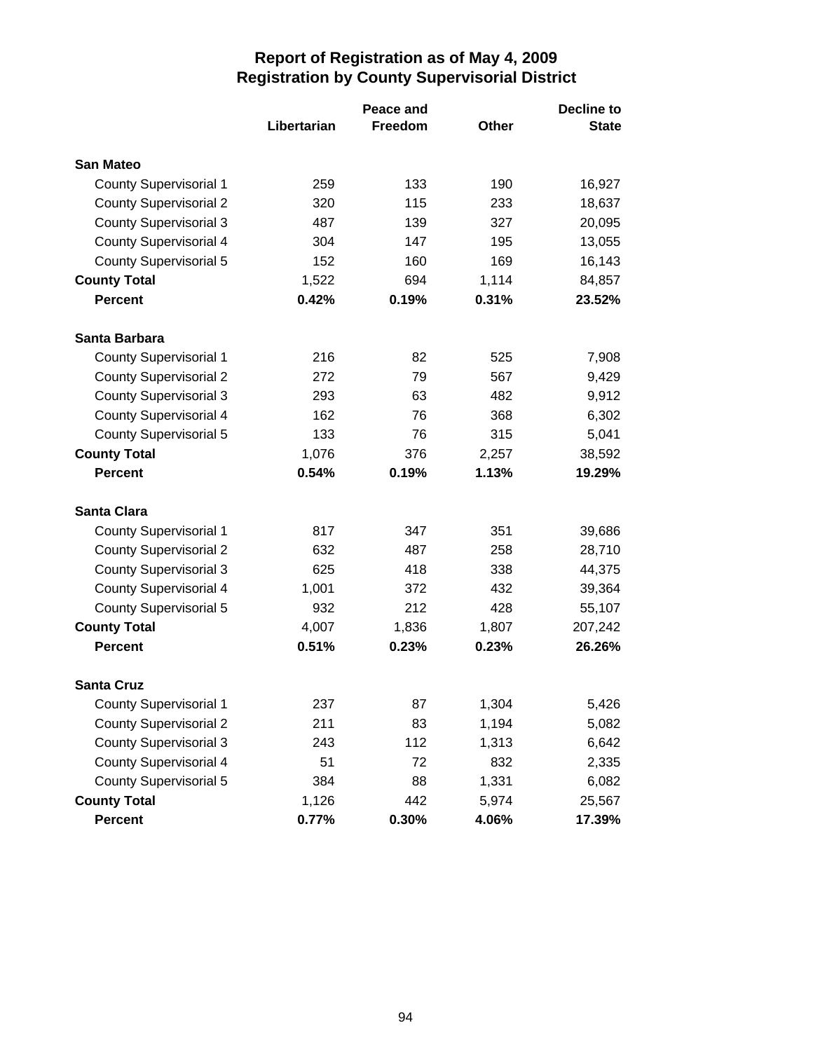# Report of Registration as of May 4, 2009
## Registration by County Supervisorial District

| | Libertarian | Peace and Freedom | Other | Decline to State |
|---|---|---|---|---|
| **San Mateo** | | | | |
| County Supervisorial 1 | 259 | 133 | 190 | 16,927 |
| County Supervisorial 2 | 320 | 115 | 233 | 18,637 |
| County Supervisorial 3 | 487 | 139 | 327 | 20,095 |
| County Supervisorial 4 | 304 | 147 | 195 | 13,055 |
| County Supervisorial 5 | 152 | 160 | 169 | 16,143 |
| **County Total** | 1,522 | 694 | 1,114 | 84,857 |
| **Percent** | **0.42%** | **0.19%** | **0.31%** | **23.52%** |
| **Santa Barbara** | | | | |
| County Supervisorial 1 | 216 | 82 | 525 | 7,908 |
| County Supervisorial 2 | 272 | 79 | 567 | 9,429 |
| County Supervisorial 3 | 293 | 63 | 482 | 9,912 |
| County Supervisorial 4 | 162 | 76 | 368 | 6,302 |
| County Supervisorial 5 | 133 | 76 | 315 | 5,041 |
| **County Total** | 1,076 | 376 | 2,257 | 38,592 |
| **Percent** | **0.54%** | **0.19%** | **1.13%** | **19.29%** |
| **Santa Clara** | | | | |
| County Supervisorial 1 | 817 | 347 | 351 | 39,686 |
| County Supervisorial 2 | 632 | 487 | 258 | 28,710 |
| County Supervisorial 3 | 625 | 418 | 338 | 44,375 |
| County Supervisorial 4 | 1,001 | 372 | 432 | 39,364 |
| County Supervisorial 5 | 932 | 212 | 428 | 55,107 |
| **County Total** | 4,007 | 1,836 | 1,807 | 207,242 |
| **Percent** | **0.51%** | **0.23%** | **0.23%** | **26.26%** |
| **Santa Cruz** | | | | |
| County Supervisorial 1 | 237 | 87 | 1,304 | 5,426 |
| County Supervisorial 2 | 211 | 83 | 1,194 | 5,082 |
| County Supervisorial 3 | 243 | 112 | 1,313 | 6,642 |
| County Supervisorial 4 | 51 | 72 | 832 | 2,335 |
| County Supervisorial 5 | 384 | 88 | 1,331 | 6,082 |
| **County Total** | 1,126 | 442 | 5,974 | 25,567 |
| **Percent** | **0.77%** | **0.30%** | **4.06%** | **17.39%** |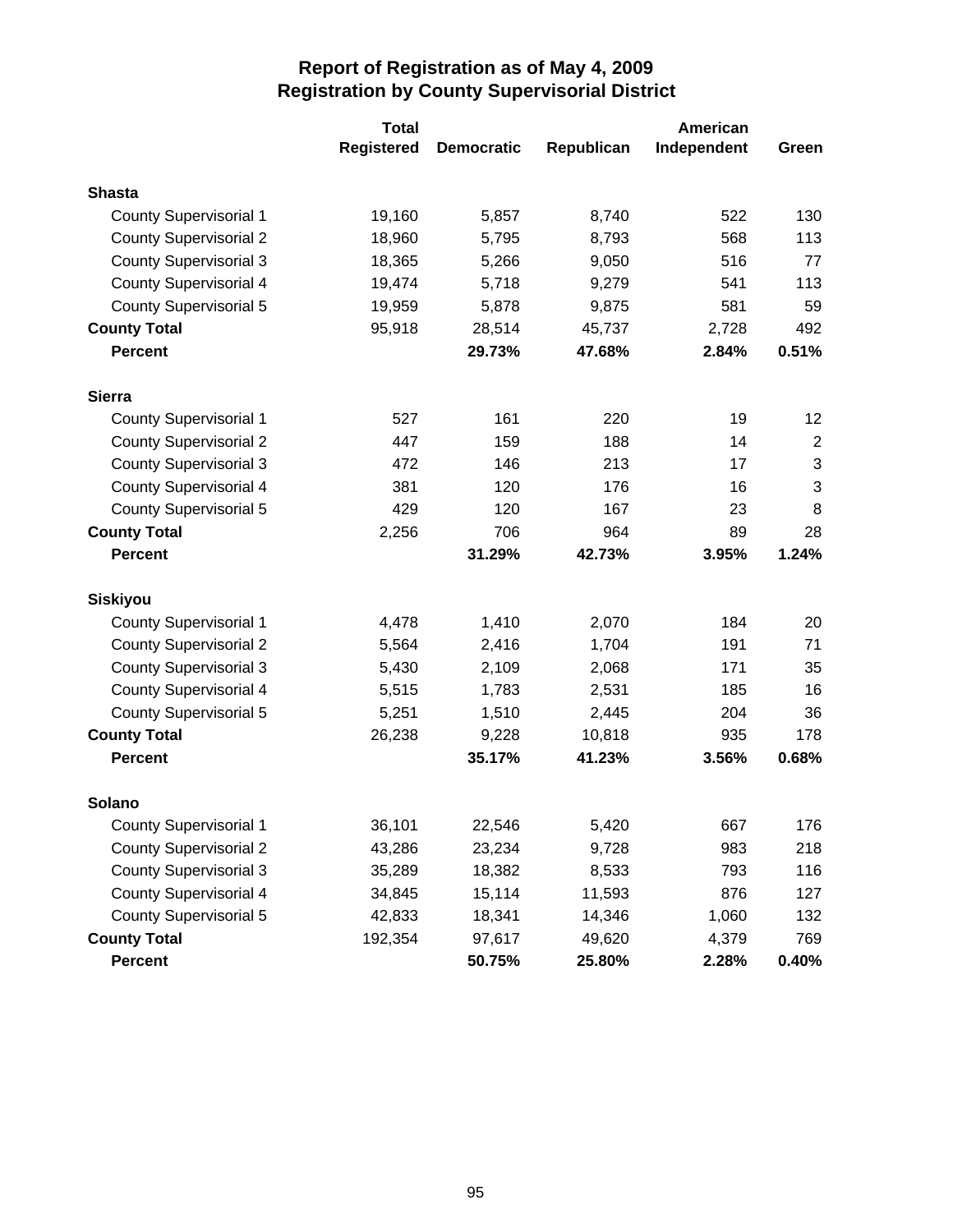## Report of Registration as of May 4, 2009
## Registration by County Supervisorial District

| | Total Registered | Democratic | Republican | American Independent | Green |
|---|---|---|---|---|---|
| **Shasta** | | | | | |
| County Supervisorial 1 | 19,160 | 5,857 | 8,740 | 522 | 130 |
| County Supervisorial 2 | 18,960 | 5,795 | 8,793 | 568 | 113 |
| County Supervisorial 3 | 18,365 | 5,266 | 9,050 | 516 | 77 |
| County Supervisorial 4 | 19,474 | 5,718 | 9,279 | 541 | 113 |
| County Supervisorial 5 | 19,959 | 5,878 | 9,875 | 581 | 59 |
| **County Total** | 95,918 | 28,514 | 45,737 | 2,728 | 492 |
| **Percent** | | **29.73%** | **47.68%** | **2.84%** | **0.51%** |
| **Sierra** | | | | | |
| County Supervisorial 1 | 527 | 161 | 220 | 19 | 12 |
| County Supervisorial 2 | 447 | 159 | 188 | 14 | 2 |
| County Supervisorial 3 | 472 | 146 | 213 | 17 | 3 |
| County Supervisorial 4 | 381 | 120 | 176 | 16 | 3 |
| County Supervisorial 5 | 429 | 120 | 167 | 23 | 8 |
| **County Total** | 2,256 | 706 | 964 | 89 | 28 |
| **Percent** | | **31.29%** | **42.73%** | **3.95%** | **1.24%** |
| **Siskiyou** | | | | | |
| County Supervisorial 1 | 4,478 | 1,410 | 2,070 | 184 | 20 |
| County Supervisorial 2 | 5,564 | 2,416 | 1,704 | 191 | 71 |
| County Supervisorial 3 | 5,430 | 2,109 | 2,068 | 171 | 35 |
| County Supervisorial 4 | 5,515 | 1,783 | 2,531 | 185 | 16 |
| County Supervisorial 5 | 5,251 | 1,510 | 2,445 | 204 | 36 |
| **County Total** | 26,238 | 9,228 | 10,818 | 935 | 178 |
| **Percent** | | **35.17%** | **41.23%** | **3.56%** | **0.68%** |
| **Solano** | | | | | |
| County Supervisorial 1 | 36,101 | 22,546 | 5,420 | 667 | 176 |
| County Supervisorial 2 | 43,286 | 23,234 | 9,728 | 983 | 218 |
| County Supervisorial 3 | 35,289 | 18,382 | 8,533 | 793 | 116 |
| County Supervisorial 4 | 34,845 | 15,114 | 11,593 | 876 | 127 |
| County Supervisorial 5 | 42,833 | 18,341 | 14,346 | 1,060 | 132 |
| **County Total** | 192,354 | 97,617 | 49,620 | 4,379 | 769 |
| **Percent** | | **50.75%** | **25.80%** | **2.28%** | **0.40%** |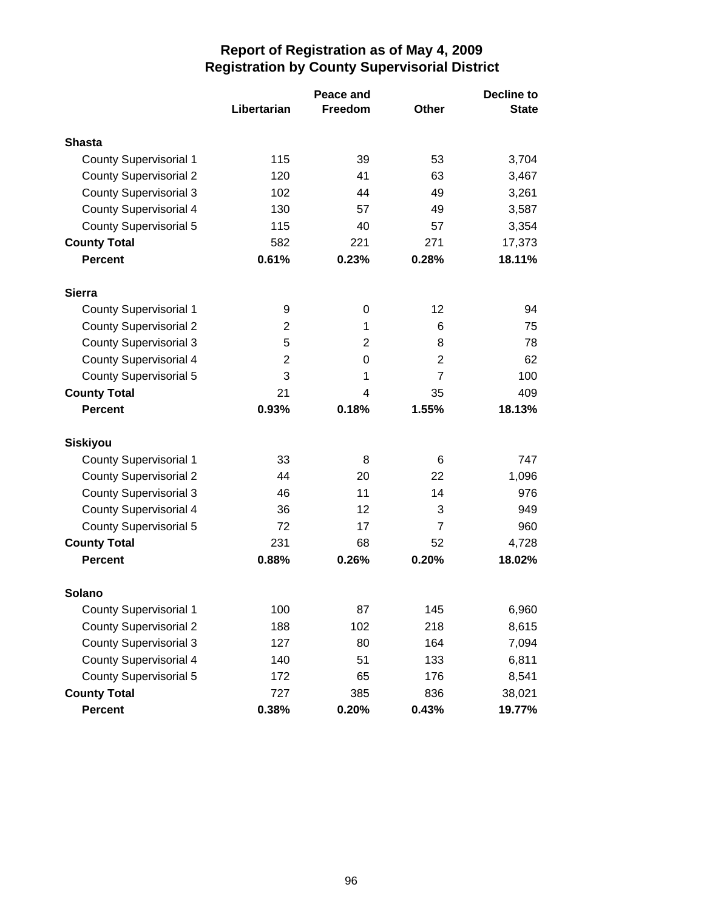# Report of Registration as of May 4, 2009
## Registration by County Supervisorial District

| | Libertarian | Peace and Freedom | Other | Decline to State |
|---|---|---|---|---|
| **Shasta** | | | | |
| County Supervisorial 1 | 115 | 39 | 53 | 3,704 |
| County Supervisorial 2 | 120 | 41 | 63 | 3,467 |
| County Supervisorial 3 | 102 | 44 | 49 | 3,261 |
| County Supervisorial 4 | 130 | 57 | 49 | 3,587 |
| County Supervisorial 5 | 115 | 40 | 57 | 3,354 |
| **County Total** | 582 | 221 | 271 | 17,373 |
| **Percent** | **0.61%** | **0.23%** | **0.28%** | **18.11%** |
| **Sierra** | | | | |
| County Supervisorial 1 | 9 | 0 | 12 | 94 |
| County Supervisorial 2 | 2 | 1 | 6 | 75 |
| County Supervisorial 3 | 5 | 2 | 8 | 78 |
| County Supervisorial 4 | 2 | 0 | 2 | 62 |
| County Supervisorial 5 | 3 | 1 | 7 | 100 |
| **County Total** | 21 | 4 | 35 | 409 |
| **Percent** | **0.93%** | **0.18%** | **1.55%** | **18.13%** |
| **Siskiyou** | | | | |
| County Supervisorial 1 | 33 | 8 | 6 | 747 |
| County Supervisorial 2 | 44 | 20 | 22 | 1,096 |
| County Supervisorial 3 | 46 | 11 | 14 | 976 |
| County Supervisorial 4 | 36 | 12 | 3 | 949 |
| County Supervisorial 5 | 72 | 17 | 7 | 960 |
| **County Total** | 231 | 68 | 52 | 4,728 |
| **Percent** | **0.88%** | **0.26%** | **0.20%** | **18.02%** |
| **Solano** | | | | |
| County Supervisorial 1 | 100 | 87 | 145 | 6,960 |
| County Supervisorial 2 | 188 | 102 | 218 | 8,615 |
| County Supervisorial 3 | 127 | 80 | 164 | 7,094 |
| County Supervisorial 4 | 140 | 51 | 133 | 6,811 |
| County Supervisorial 5 | 172 | 65 | 176 | 8,541 |
| **County Total** | 727 | 385 | 836 | 38,021 |
| **Percent** | **0.38%** | **0.20%** | **0.43%** | **19.77%** |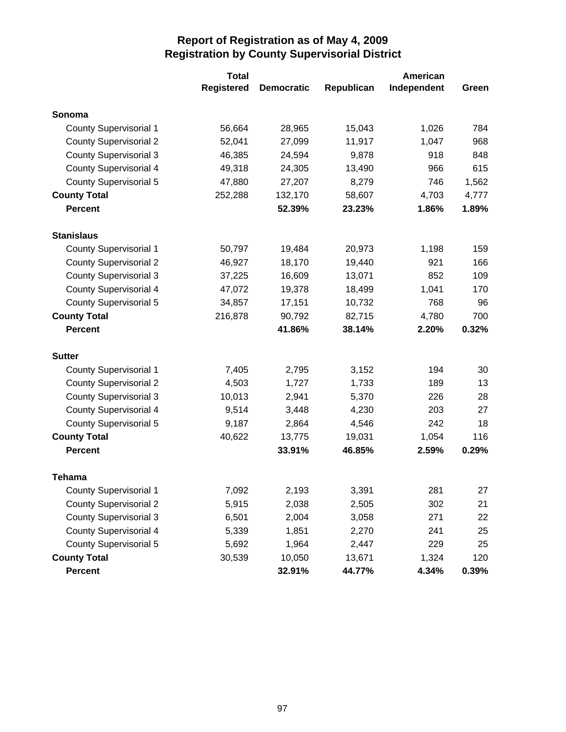# Report of Registration as of May 4, 2009
## Registration by County Supervisorial District

| | Total Registered | Democratic | Republican | American Independent | Green |
|---|---|---|---|---|---|
| **Sonoma** | | | | | |
| County Supervisorial 1 | 56,664 | 28,965 | 15,043 | 1,026 | 784 |
| County Supervisorial 2 | 52,041 | 27,099 | 11,917 | 1,047 | 968 |
| County Supervisorial 3 | 46,385 | 24,594 | 9,878 | 918 | 848 |
| County Supervisorial 4 | 49,318 | 24,305 | 13,490 | 966 | 615 |
| County Supervisorial 5 | 47,880 | 27,207 | 8,279 | 746 | 1,562 |
| **County Total** | 252,288 | 132,170 | 58,607 | 4,703 | 4,777 |
| **Percent** | | **52.39%** | **23.23%** | **1.86%** | **1.89%** |
| **Stanislaus** | | | | | |
| County Supervisorial 1 | 50,797 | 19,484 | 20,973 | 1,198 | 159 |
| County Supervisorial 2 | 46,927 | 18,170 | 19,440 | 921 | 166 |
| County Supervisorial 3 | 37,225 | 16,609 | 13,071 | 852 | 109 |
| County Supervisorial 4 | 47,072 | 19,378 | 18,499 | 1,041 | 170 |
| County Supervisorial 5 | 34,857 | 17,151 | 10,732 | 768 | 96 |
| **County Total** | 216,878 | 90,792 | 82,715 | 4,780 | 700 |
| **Percent** | | **41.86%** | **38.14%** | **2.20%** | **0.32%** |
| **Sutter** | | | | | |
| County Supervisorial 1 | 7,405 | 2,795 | 3,152 | 194 | 30 |
| County Supervisorial 2 | 4,503 | 1,727 | 1,733 | 189 | 13 |
| County Supervisorial 3 | 10,013 | 2,941 | 5,370 | 226 | 28 |
| County Supervisorial 4 | 9,514 | 3,448 | 4,230 | 203 | 27 |
| County Supervisorial 5 | 9,187 | 2,864 | 4,546 | 242 | 18 |
| **County Total** | 40,622 | 13,775 | 19,031 | 1,054 | 116 |
| **Percent** | | **33.91%** | **46.85%** | **2.59%** | **0.29%** |
| **Tehama** | | | | | |
| County Supervisorial 1 | 7,092 | 2,193 | 3,391 | 281 | 27 |
| County Supervisorial 2 | 5,915 | 2,038 | 2,505 | 302 | 21 |
| County Supervisorial 3 | 6,501 | 2,004 | 3,058 | 271 | 22 |
| County Supervisorial 4 | 5,339 | 1,851 | 2,270 | 241 | 25 |
| County Supervisorial 5 | 5,692 | 1,964 | 2,447 | 229 | 25 |
| **County Total** | 30,539 | 10,050 | 13,671 | 1,324 | 120 |
| **Percent** | | **32.91%** | **44.77%** | **4.34%** | **0.39%** |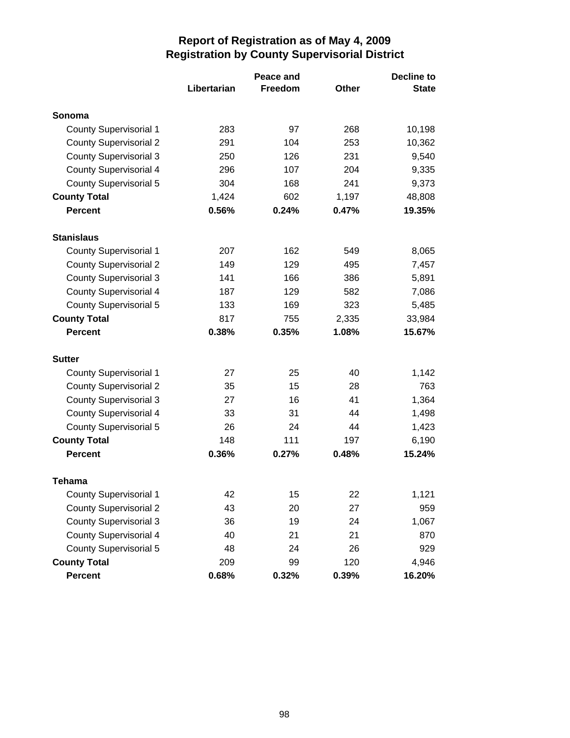# Report of Registration as of May 4, 2009
## Registration by County Supervisorial District

| | Libertarian | Peace and Freedom | Other | Decline to State |
|---|---|---|---|---|
| **Sonoma** | | | | |
| County Supervisorial 1 | 283 | 97 | 268 | 10,198 |
| County Supervisorial 2 | 291 | 104 | 253 | 10,362 |
| County Supervisorial 3 | 250 | 126 | 231 | 9,540 |
| County Supervisorial 4 | 296 | 107 | 204 | 9,335 |
| County Supervisorial 5 | 304 | 168 | 241 | 9,373 |
| **County Total** | 1,424 | 602 | 1,197 | 48,808 |
| **Percent** | **0.56%** | **0.24%** | **0.47%** | **19.35%** |
| **Stanislaus** | | | | |
| County Supervisorial 1 | 207 | 162 | 549 | 8,065 |
| County Supervisorial 2 | 149 | 129 | 495 | 7,457 |
| County Supervisorial 3 | 141 | 166 | 386 | 5,891 |
| County Supervisorial 4 | 187 | 129 | 582 | 7,086 |
| County Supervisorial 5 | 133 | 169 | 323 | 5,485 |
| **County Total** | 817 | 755 | 2,335 | 33,984 |
| **Percent** | **0.38%** | **0.35%** | **1.08%** | **15.67%** |
| **Sutter** | | | | |
| County Supervisorial 1 | 27 | 25 | 40 | 1,142 |
| County Supervisorial 2 | 35 | 15 | 28 | 763 |
| County Supervisorial 3 | 27 | 16 | 41 | 1,364 |
| County Supervisorial 4 | 33 | 31 | 44 | 1,498 |
| County Supervisorial 5 | 26 | 24 | 44 | 1,423 |
| **County Total** | 148 | 111 | 197 | 6,190 |
| **Percent** | **0.36%** | **0.27%** | **0.48%** | **15.24%** |
| **Tehama** | | | | |
| County Supervisorial 1 | 42 | 15 | 22 | 1,121 |
| County Supervisorial 2 | 43 | 20 | 27 | 959 |
| County Supervisorial 3 | 36 | 19 | 24 | 1,067 |
| County Supervisorial 4 | 40 | 21 | 21 | 870 |
| County Supervisorial 5 | 48 | 24 | 26 | 929 |
| **County Total** | 209 | 99 | 120 | 4,946 |
| **Percent** | **0.68%** | **0.32%** | **0.39%** | **16.20%** |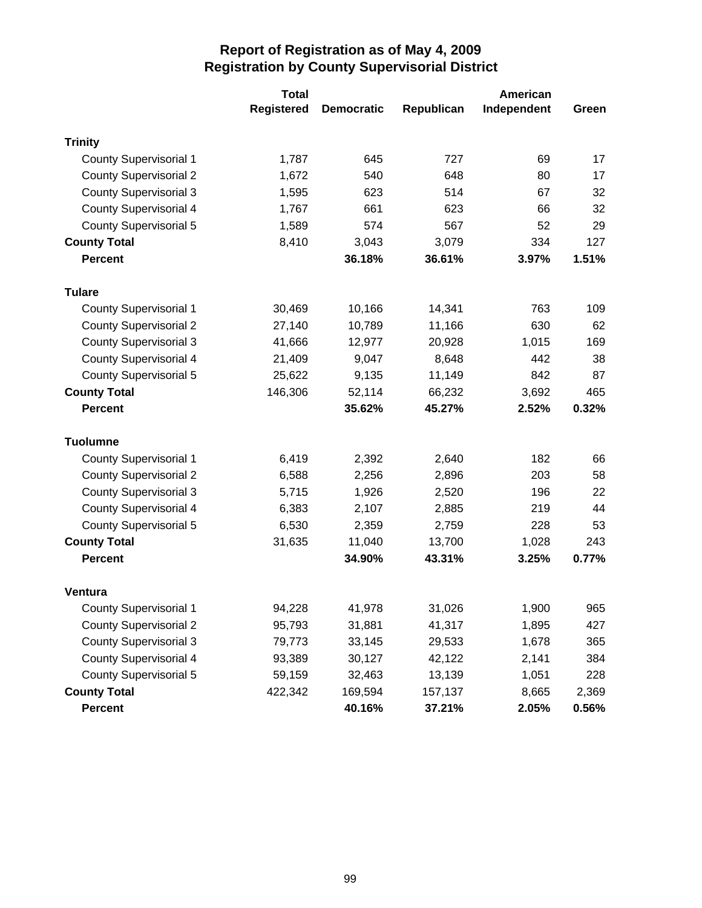# Report of Registration as of May 4, 2009
## Registration by County Supervisorial District

| | Total Registered | Democratic | Republican | American Independent | Green |
|---|---|---|---|---|---|
| **Trinity** | | | | | |
| County Supervisorial 1 | 1,787 | 645 | 727 | 69 | 17 |
| County Supervisorial 2 | 1,672 | 540 | 648 | 80 | 17 |
| County Supervisorial 3 | 1,595 | 623 | 514 | 67 | 32 |
| County Supervisorial 4 | 1,767 | 661 | 623 | 66 | 32 |
| County Supervisorial 5 | 1,589 | 574 | 567 | 52 | 29 |
| **County Total** | 8,410 | 3,043 | 3,079 | 334 | 127 |
| **Percent** | | **36.18%** | **36.61%** | **3.97%** | **1.51%** |
| **Tulare** | | | | | |
| County Supervisorial 1 | 30,469 | 10,166 | 14,341 | 763 | 109 |
| County Supervisorial 2 | 27,140 | 10,789 | 11,166 | 630 | 62 |
| County Supervisorial 3 | 41,666 | 12,977 | 20,928 | 1,015 | 169 |
| County Supervisorial 4 | 21,409 | 9,047 | 8,648 | 442 | 38 |
| County Supervisorial 5 | 25,622 | 9,135 | 11,149 | 842 | 87 |
| **County Total** | 146,306 | 52,114 | 66,232 | 3,692 | 465 |
| **Percent** | | **35.62%** | **45.27%** | **2.52%** | **0.32%** |
| **Tuolumne** | | | | | |
| County Supervisorial 1 | 6,419 | 2,392 | 2,640 | 182 | 66 |
| County Supervisorial 2 | 6,588 | 2,256 | 2,896 | 203 | 58 |
| County Supervisorial 3 | 5,715 | 1,926 | 2,520 | 196 | 22 |
| County Supervisorial 4 | 6,383 | 2,107 | 2,885 | 219 | 44 |
| County Supervisorial 5 | 6,530 | 2,359 | 2,759 | 228 | 53 |
| **County Total** | 31,635 | 11,040 | 13,700 | 1,028 | 243 |
| **Percent** | | **34.90%** | **43.31%** | **3.25%** | **0.77%** |
| **Ventura** | | | | | |
| County Supervisorial 1 | 94,228 | 41,978 | 31,026 | 1,900 | 965 |
| County Supervisorial 2 | 95,793 | 31,881 | 41,317 | 1,895 | 427 |
| County Supervisorial 3 | 79,773 | 33,145 | 29,533 | 1,678 | 365 |
| County Supervisorial 4 | 93,389 | 30,127 | 42,122 | 2,141 | 384 |
| County Supervisorial 5 | 59,159 | 32,463 | 13,139 | 1,051 | 228 |
| **County Total** | 422,342 | 169,594 | 157,137 | 8,665 | 2,369 |
| **Percent** | | **40.16%** | **37.21%** | **2.05%** | **0.56%** |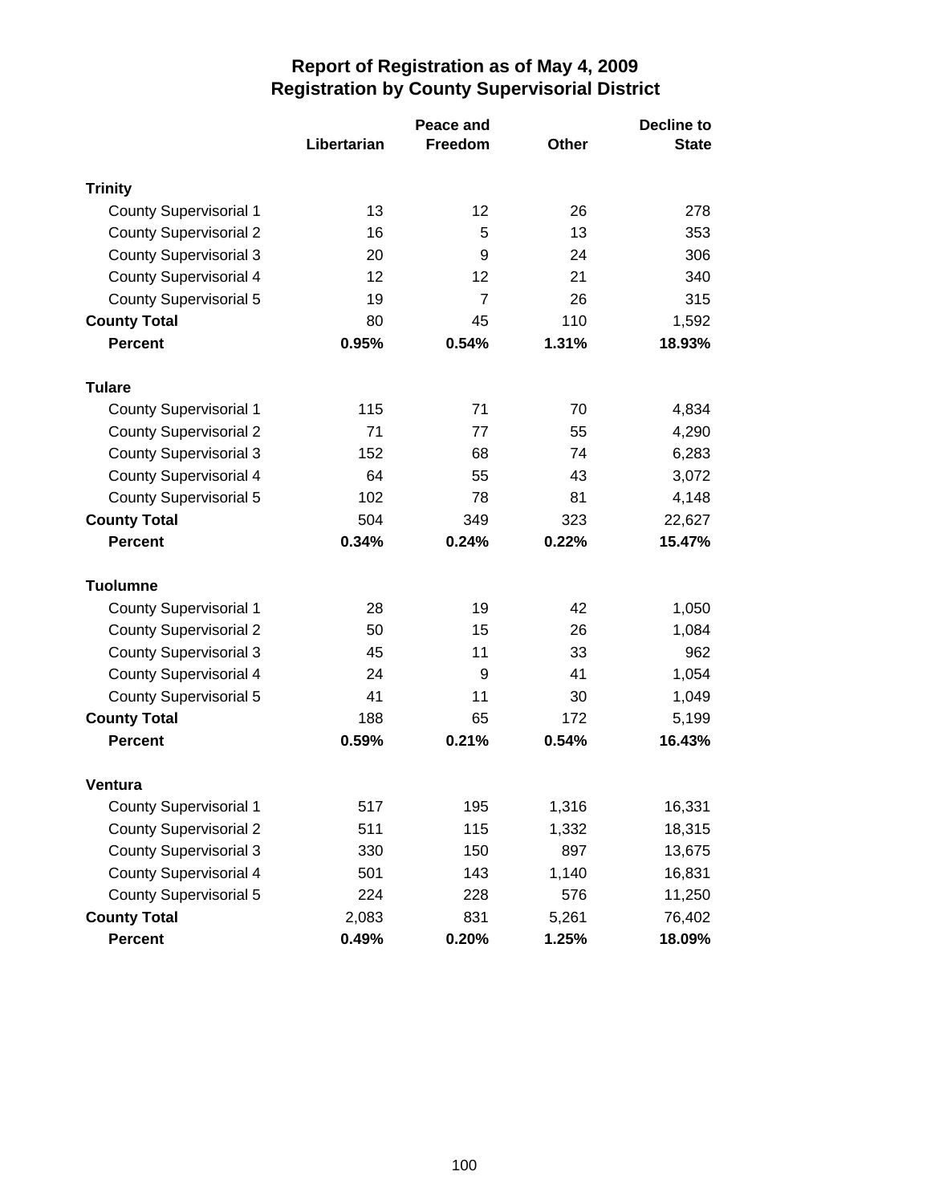# Report of Registration as of May 4, 2009
## Registration by County Supervisorial District

| | Libertarian | Peace and Freedom | Other | Decline to State |
|---|---|---|---|---|
| **Trinity** | | | | |
| County Supervisorial 1 | 13 | 12 | 26 | 278 |
| County Supervisorial 2 | 16 | 5 | 13 | 353 |
| County Supervisorial 3 | 20 | 9 | 24 | 306 |
| County Supervisorial 4 | 12 | 12 | 21 | 340 |
| County Supervisorial 5 | 19 | 7 | 26 | 315 |
| **County Total** | 80 | 45 | 110 | 1,592 |
| **Percent** | **0.95%** | **0.54%** | **1.31%** | **18.93%** |
| **Tulare** | | | | |
| County Supervisorial 1 | 115 | 71 | 70 | 4,834 |
| County Supervisorial 2 | 71 | 77 | 55 | 4,290 |
| County Supervisorial 3 | 152 | 68 | 74 | 6,283 |
| County Supervisorial 4 | 64 | 55 | 43 | 3,072 |
| County Supervisorial 5 | 102 | 78 | 81 | 4,148 |
| **County Total** | 504 | 349 | 323 | 22,627 |
| **Percent** | **0.34%** | **0.24%** | **0.22%** | **15.47%** |
| **Tuolumne** | | | | |
| County Supervisorial 1 | 28 | 19 | 42 | 1,050 |
| County Supervisorial 2 | 50 | 15 | 26 | 1,084 |
| County Supervisorial 3 | 45 | 11 | 33 | 962 |
| County Supervisorial 4 | 24 | 9 | 41 | 1,054 |
| County Supervisorial 5 | 41 | 11 | 30 | 1,049 |
| **County Total** | 188 | 65 | 172 | 5,199 |
| **Percent** | **0.59%** | **0.21%** | **0.54%** | **16.43%** |
| **Ventura** | | | | |
| County Supervisorial 1 | 517 | 195 | 1,316 | 16,331 |
| County Supervisorial 2 | 511 | 115 | 1,332 | 18,315 |
| County Supervisorial 3 | 330 | 150 | 897 | 13,675 |
| County Supervisorial 4 | 501 | 143 | 1,140 | 16,831 |
| County Supervisorial 5 | 224 | 228 | 576 | 11,250 |
| **County Total** | 2,083 | 831 | 5,261 | 76,402 |
| **Percent** | **0.49%** | **0.20%** | **1.25%** | **18.09%** |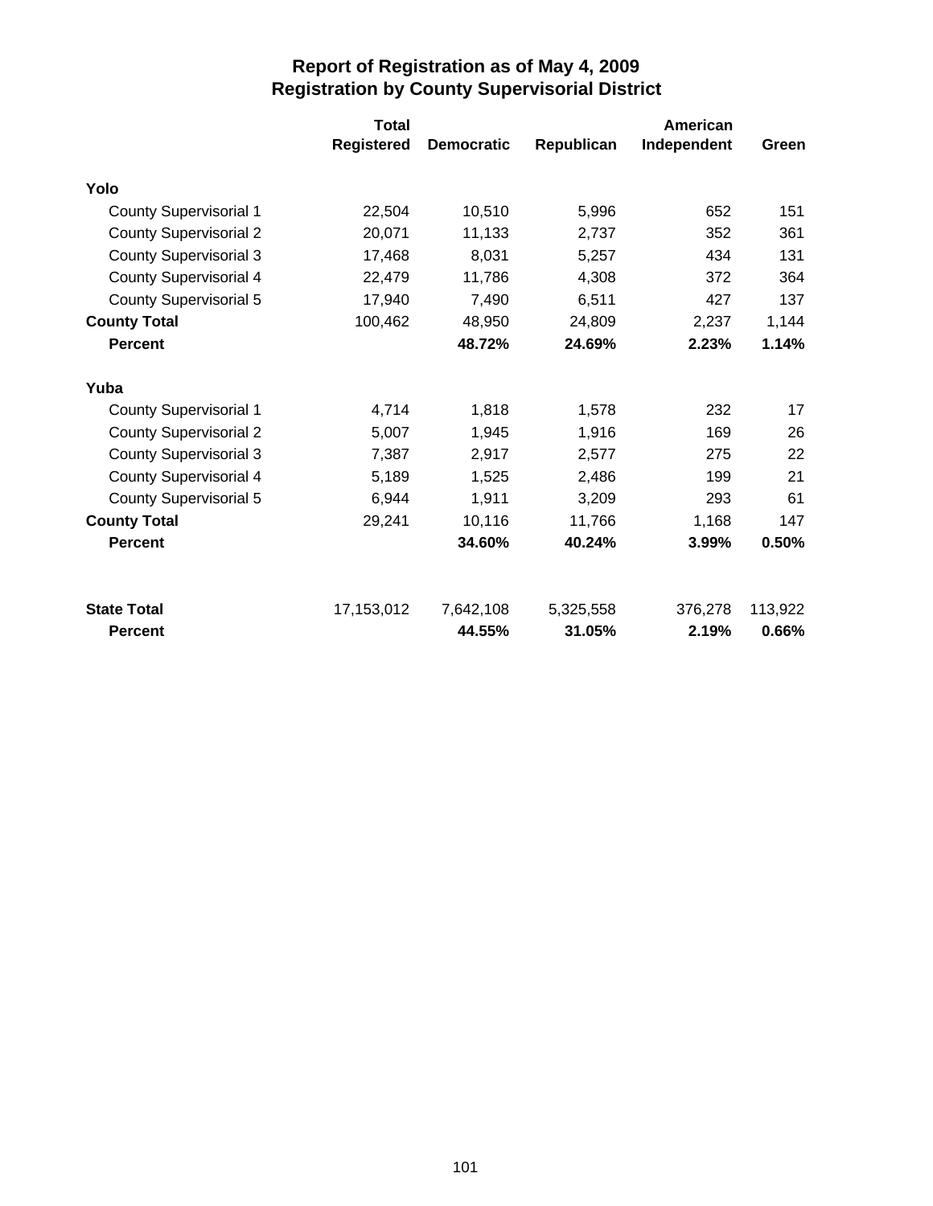# Report of Registration as of May 4, 2009
## Registration by County Supervisorial District

| | Total Registered | Democratic | Republican | American Independent | Green |
|---|---|---|---|---|---|
| **Yolo** | | | | | |
| County Supervisorial 1 | 22,504 | 10,510 | 5,996 | 652 | 151 |
| County Supervisorial 2 | 20,071 | 11,133 | 2,737 | 352 | 361 |
| County Supervisorial 3 | 17,468 | 8,031 | 5,257 | 434 | 131 |
| County Supervisorial 4 | 22,479 | 11,786 | 4,308 | 372 | 364 |
| County Supervisorial 5 | 17,940 | 7,490 | 6,511 | 427 | 137 |
| **County Total** | 100,462 | 48,950 | 24,809 | 2,237 | 1,144 |
| **Percent** | | **48.72%** | **24.69%** | **2.23%** | **1.14%** |
| **Yuba** | | | | | |
| County Supervisorial 1 | 4,714 | 1,818 | 1,578 | 232 | 17 |
| County Supervisorial 2 | 5,007 | 1,945 | 1,916 | 169 | 26 |
| County Supervisorial 3 | 7,387 | 2,917 | 2,577 | 275 | 22 |
| County Supervisorial 4 | 5,189 | 1,525 | 2,486 | 199 | 21 |
| County Supervisorial 5 | 6,944 | 1,911 | 3,209 | 293 | 61 |
| **County Total** | 29,241 | 10,116 | 11,766 | 1,168 | 147 |
| **Percent** | | **34.60%** | **40.24%** | **3.99%** | **0.50%** |
| **State Total** | 17,153,012 | 7,642,108 | 5,325,558 | 376,278 | 113,922 |
| **Percent** | | **44.55%** | **31.05%** | **2.19%** | **0.66%** |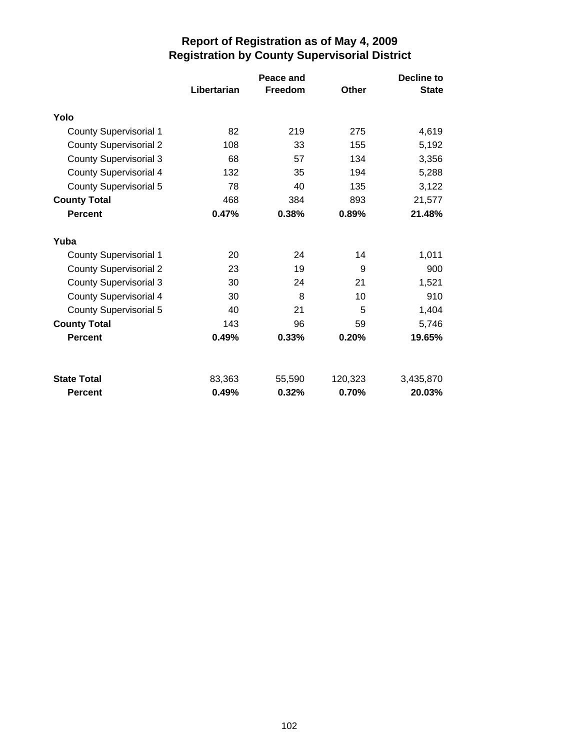# Report of Registration as of May 4, 2009
## Registration by County Supervisorial District

| | Libertarian | Peace and Freedom | Other | Decline to State |
|---|---|---|---|---|
| **Yolo** | | | | |
| County Supervisorial 1 | 82 | 219 | 275 | 4,619 |
| County Supervisorial 2 | 108 | 33 | 155 | 5,192 |
| County Supervisorial 3 | 68 | 57 | 134 | 3,356 |
| County Supervisorial 4 | 132 | 35 | 194 | 5,288 |
| County Supervisorial 5 | 78 | 40 | 135 | 3,122 |
| **County Total** | 468 | 384 | 893 | 21,577 |
| **Percent** | **0.47%** | **0.38%** | **0.89%** | **21.48%** |
| **Yuba** | | | | |
| County Supervisorial 1 | 20 | 24 | 14 | 1,011 |
| County Supervisorial 2 | 23 | 19 | 9 | 900 |
| County Supervisorial 3 | 30 | 24 | 21 | 1,521 |
| County Supervisorial 4 | 30 | 8 | 10 | 910 |
| County Supervisorial 5 | 40 | 21 | 5 | 1,404 |
| **County Total** | 143 | 96 | 59 | 5,746 |
| **Percent** | **0.49%** | **0.33%** | **0.20%** | **19.65%** |
| **State Total** | 83,363 | 55,590 | 120,323 | 3,435,870 |
| **Percent** | **0.49%** | **0.32%** | **0.70%** | **20.03%** |